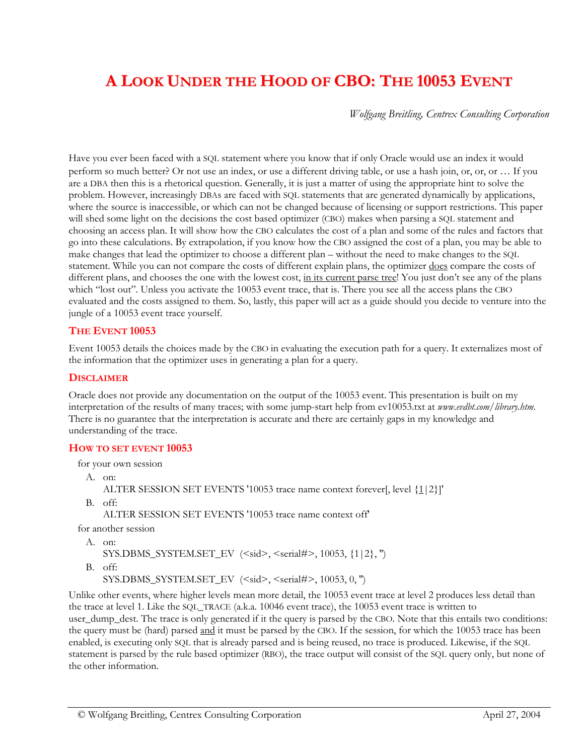# A Look Under the Hood of CBO: The 10053 Event

*Wolfgang Breitling, Centrex Consulting Corporation*

Have you ever been faced with a SQL statement where you know that if only Oracle would use an index it would perform so much better? Or not use an index, or use a different driving table, or use a hash join, or, or, or … If you are a DBA then this is a rhetorical question. Generally, it is just a matter of using the appropriate hint to solve the problem. However, increasingly DBAs are faced with SQL statements that are generated dynamically by applications, where the source is inaccessible, or which can not be changed because of licensing or support restrictions. This paper will shed some light on the decisions the cost based optimizer (CBO) makes when parsing a SQL statement and choosing an access plan. It will show how the CBO calculates the cost of a plan and some of the rules and factors that go into these calculations. By extrapolation, if you know how the CBO assigned the cost of a plan, you may be able to make changes that lead the optimizer to choose a different plan – without the need to make changes to the SQL statement. While you can not compare the costs of different explain plans, the optimizer <u>does</u> compare the costs of different plans, and chooses the one with the lowest cost, <u>in its current parse tree</u>! You just don't see any of the plans which "lost out". Unless you activate the 10053 event trace, that is. There you see all the access plans the CBO evaluated and the costs assigned to them. So, lastly, this paper will act as a guide should you decide to venture into the jungle of a 10053 event trace yourself.

## The Event 10053

Event 10053 details the choices made by the CBO in evaluating the execution path for a query. It externalizes most of the information that the optimizer uses in generating a plan for a query.

## Disclaimer

Oracle does not provide any documentation on the output of the 10053 event. This presentation is built on my interpretation of the results of many traces; with some jump-start help from ev10053.txt at *www.evdbt.com/library.htm*. There is no guarantee that the interpretation is accurate and there are certainly gaps in my knowledge and understanding of the trace.

## How to set event 10053

for your own session

A. on:
   ALTER SESSION SET EVENTS '10053 trace name context forever[, level {<u>1</u>|2}]'

B. off:
   ALTER SESSION SET EVENTS '10053 trace name context off'

for another session

A. on:
   SYS.DBMS_SYSTEM.SET_EV (<sid>, <serial#>, 10053, {1|2}, '')

B. off:
   SYS.DBMS_SYSTEM.SET_EV (<sid>, <serial#>, 10053, 0, '')

Unlike other events, where higher levels mean more detail, the 10053 event trace at level 2 produces less detail than the trace at level 1. Like the SQL_TRACE (a.k.a. 10046 event trace), the 10053 event trace is written to user_dump_dest. The trace is only generated if it the query is parsed by the CBO. Note that this entails two conditions: the query must be (hard) parsed <u>and</u> it must be parsed by the CBO. If the session, for which the 10053 trace has been enabled, is executing only SQL that is already parsed and is being reused, no trace is produced. Likewise, if the SQL statement is parsed by the rule based optimizer (RBO), the trace output will consist of the SQL query only, but none of the other information.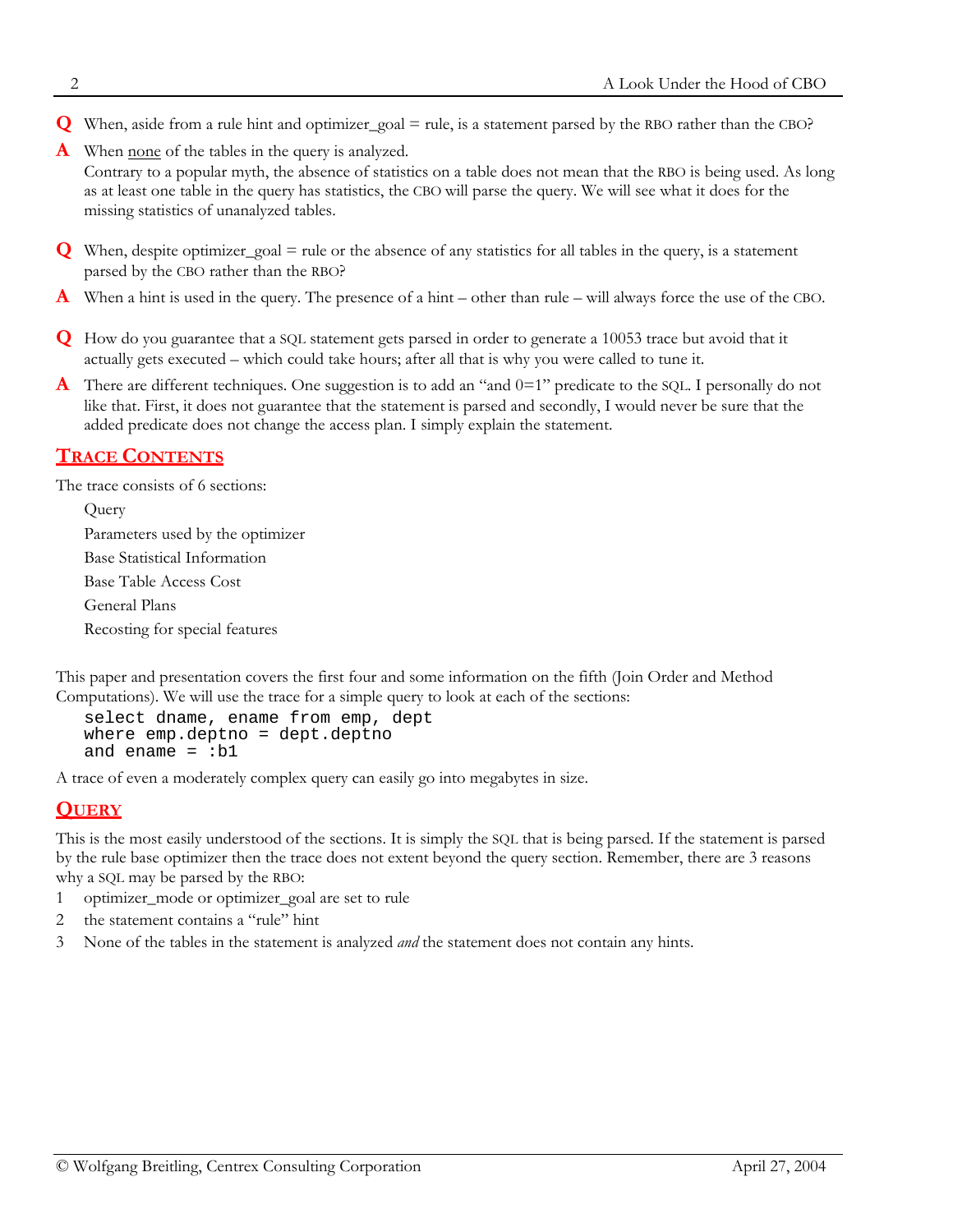**Q** When, aside from a rule hint and optimizer_goal = rule, is a statement parsed by the RBO rather than the CBO?

**A** When none of the tables in the query is analyzed.
Contrary to a popular myth, the absence of statistics on a table does not mean that the RBO is being used. As long as at least one table in the query has statistics, the CBO will parse the query. We will see what it does for the missing statistics of unanalyzed tables.

**Q** When, despite optimizer_goal = rule or the absence of any statistics for all tables in the query, is a statement parsed by the CBO rather than the RBO?

**A** When a hint is used in the query. The presence of a hint – other than rule – will always force the use of the CBO.

**Q** How do you guarantee that a SQL statement gets parsed in order to generate a 10053 trace but avoid that it actually gets executed – which could take hours; after all that is why you were called to tune it.

**A** There are different techniques. One suggestion is to add an "and 0=1" predicate to the SQL. I personally do not like that. First, it does not guarantee that the statement is parsed and secondly, I would never be sure that the added predicate does not change the access plan. I simply explain the statement.

## Trace Contents

The trace consists of 6 sections:

- Query
- Parameters used by the optimizer
- Base Statistical Information
- Base Table Access Cost
- General Plans
- Recosting for special features

This paper and presentation covers the first four and some information on the fifth (Join Order and Method Computations). We will use the trace for a simple query to look at each of the sections:

```
select dname, ename from emp, dept
where emp.deptno = dept.deptno
and ename = :b1
```

A trace of even a moderately complex query can easily go into megabytes in size.

## Query

This is the most easily understood of the sections. It is simply the SQL that is being parsed. If the statement is parsed by the rule base optimizer then the trace does not extent beyond the query section. Remember, there are 3 reasons why a SQL may be parsed by the RBO:

1. optimizer_mode or optimizer_goal are set to rule
2. the statement contains a "rule" hint
3. None of the tables in the statement is analyzed *and* the statement does not contain any hints.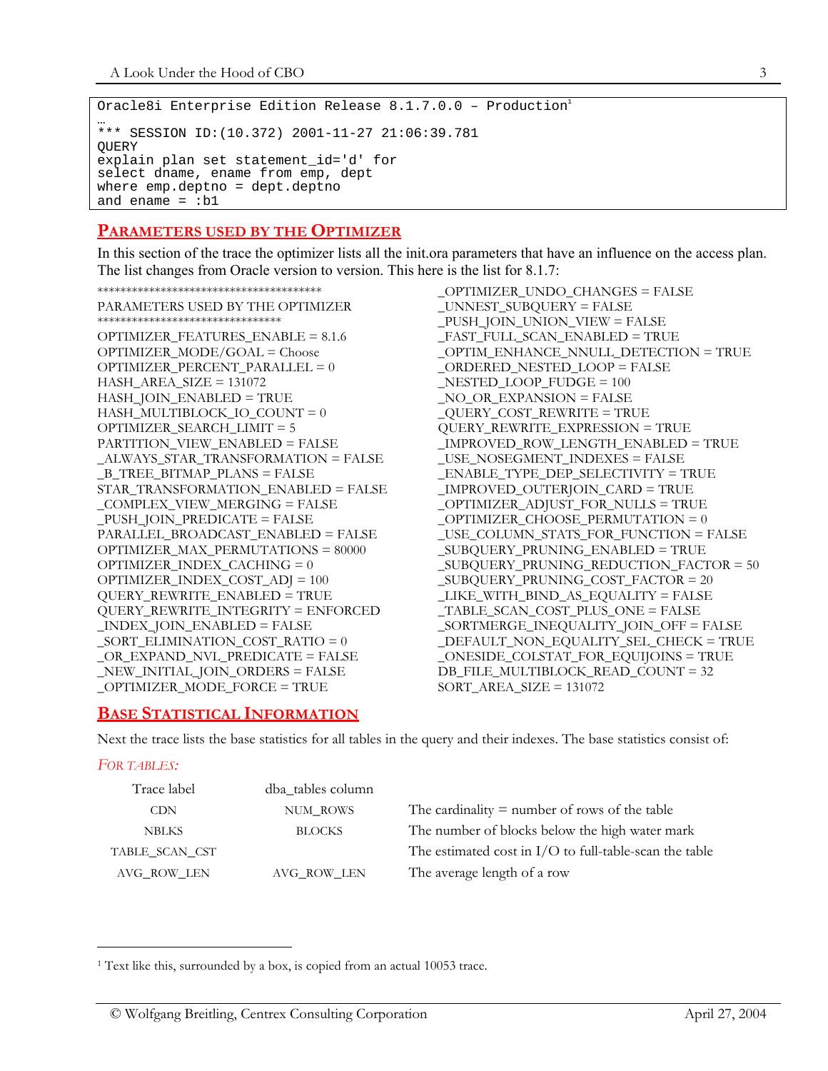```
Oracle8i Enterprise Edition Release 8.1.7.0.0 – Production[1]
…
*** SESSION ID:(10.372) 2001-11-27 21:06:39.781
QUERY
explain plan set statement_id='d' for
select dname, ename from emp, dept
where emp.deptno = dept.deptno
and ename = :b1
```

## PARAMETERS USED BY THE OPTIMIZER

In this section of the trace the optimizer lists all the init.ora parameters that have an influence on the access plan. The list changes from Oracle version to version. This here is the list for 8.1.7:

```
*****************************************
PARAMETERS USED BY THE OPTIMIZER
*********************************
OPTIMIZER_FEATURES_ENABLE = 8.1.6
OPTIMIZER_MODE/GOAL = Choose
OPTIMIZER_PERCENT_PARALLEL = 0
HASH_AREA_SIZE = 131072
HASH_JOIN_ENABLED = TRUE
HASH_MULTIBLOCK_IO_COUNT = 0
OPTIMIZER_SEARCH_LIMIT = 5
PARTITION_VIEW_ENABLED = FALSE
_ALWAYS_STAR_TRANSFORMATION = FALSE
_B_TREE_BITMAP_PLANS = FALSE
STAR_TRANSFORMATION_ENABLED = FALSE
_COMPLEX_VIEW_MERGING = FALSE
_PUSH_JOIN_PREDICATE = FALSE
PARALLEL_BROADCAST_ENABLED = FALSE
OPTIMIZER_MAX_PERMUTATIONS = 80000
OPTIMIZER_INDEX_CACHING = 0
OPTIMIZER_INDEX_COST_ADJ = 100
QUERY_REWRITE_ENABLED = TRUE
QUERY_REWRITE_INTEGRITY = ENFORCED
_INDEX_JOIN_ENABLED = FALSE
_SORT_ELIMINATION_COST_RATIO = 0
_OR_EXPAND_NVL_PREDICATE = FALSE
_NEW_INITIAL_JOIN_ORDERS = FALSE
_OPTIMIZER_MODE_FORCE = TRUE
_OPTIMIZER_UNDO_CHANGES = FALSE
_UNNEST_SUBQUERY = FALSE
_PUSH_JOIN_UNION_VIEW = FALSE
_FAST_FULL_SCAN_ENABLED = TRUE
_OPTIM_ENHANCE_NNULL_DETECTION = TRUE
_ORDERED_NESTED_LOOP = FALSE
_NESTED_LOOP_FUDGE = 100
_NO_OR_EXPANSION = FALSE
_QUERY_COST_REWRITE = TRUE
QUERY_REWRITE_EXPRESSION = TRUE
_IMPROVED_ROW_LENGTH_ENABLED = TRUE
_USE_NOSEGMENT_INDEXES = FALSE
_ENABLE_TYPE_DEP_SELECTIVITY = TRUE
_IMPROVED_OUTERJOIN_CARD = TRUE
_OPTIMIZER_ADJUST_FOR_NULLS = TRUE
_OPTIMIZER_CHOOSE_PERMUTATION = 0
_USE_COLUMN_STATS_FOR_FUNCTION = FALSE
_SUBQUERY_PRUNING_ENABLED = TRUE
_SUBQUERY_PRUNING_REDUCTION_FACTOR = 50
_SUBQUERY_PRUNING_COST_FACTOR = 20
_LIKE_WITH_BIND_AS_EQUALITY = FALSE
_TABLE_SCAN_COST_PLUS_ONE = FALSE
_SORTMERGE_INEQUALITY_JOIN_OFF = FALSE
_DEFAULT_NON_EQUALITY_SEL_CHECK = TRUE
_ONESIDE_COLSTAT_FOR_EQUIJOINS = TRUE
DB_FILE_MULTIBLOCK_READ_COUNT = 32
SORT_AREA_SIZE = 131072
```

## BASE STATISTICAL INFORMATION

Next the trace lists the base statistics for all tables in the query and their indexes. The base statistics consist of:

*FOR TABLES:*

| Trace label | dba_tables column | |
|---|---|---|
| CDN | NUM_ROWS | The cardinality = number of rows of the table |
| NBLKS | BLOCKS | The number of blocks below the high water mark |
| TABLE_SCAN_CST | | The estimated cost in I/O to full-table-scan the table |
| AVG_ROW_LEN | AVG_ROW_LEN | The average length of a row |

[1] Text like this, surrounded by a box, is copied from an actual 10053 trace.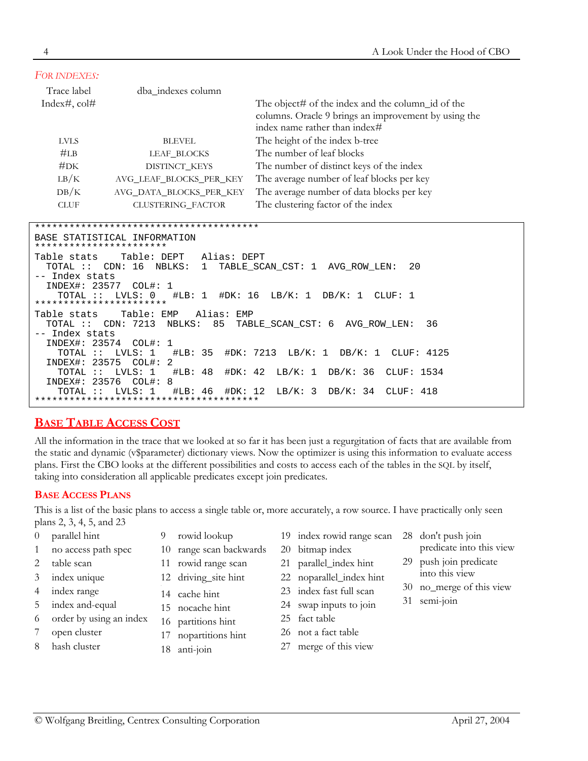### *For indexes:*

| Trace label | dba_indexes column | |
|---|---|---|
| Index#, col# | | The object# of the index and the column_id of the columns. Oracle 9 brings an improvement by using the index name rather than index# |
| LVLS | BLEVEL | The height of the index b-tree |
| #LB | LEAF_BLOCKS | The number of leaf blocks |
| #DK | DISTINCT_KEYS | The number of distinct keys of the index |
| LB/K | AVG_LEAF_BLOCKS_PER_KEY | The average number of leaf blocks per key |
| DB/K | AVG_DATA_BLOCKS_PER_KEY | The average number of data blocks per key |
| CLUF | CLUSTERING_FACTOR | The clustering factor of the index |

```
***************************************
BASE STATISTICAL INFORMATION
***********************
Table stats    Table: DEPT   Alias: DEPT
  TOTAL ::  CDN: 16  NBLKS:  1  TABLE_SCAN_CST: 1  AVG_ROW_LEN:  20
-- Index stats
  INDEX#: 23577  COL#: 1
    TOTAL ::  LVLS: 0   #LB: 1  #DK: 16  LB/K: 1  DB/K: 1  CLUF: 1
***********************
Table stats    Table: EMP   Alias: EMP
  TOTAL ::  CDN: 7213  NBLKS:  85  TABLE_SCAN_CST: 6  AVG_ROW_LEN:  36
-- Index stats
  INDEX#: 23574  COL#: 1
    TOTAL ::  LVLS: 1   #LB: 35  #DK: 7213  LB/K: 1  DB/K: 1  CLUF: 4125
  INDEX#: 23575  COL#: 2
    TOTAL ::  LVLS: 1   #LB: 48  #DK: 42  LB/K: 1  DB/K: 36  CLUF: 1534
  INDEX#: 23576  COL#: 8
    TOTAL ::  LVLS: 1   #LB: 46  #DK: 12  LB/K: 3  DB/K: 34  CLUF: 418
***************************************
```

## Base Table Access Cost

All the information in the trace that we looked at so far it has been just a regurgitation of facts that are available from the static and dynamic (v$parameter) dictionary views. Now the optimizer is using this information to evaluate access plans. First the CBO looks at the different possibilities and costs to access each of the tables in the SQL by itself, taking into consideration all applicable predicates except join predicates.

### Base Access Plans

This is a list of the basic plans to access a single table or, more accurately, a row source. I have practically only seen plans 2, 3, 4, 5, and 23

0 parallel hint
1 no access path spec
2 table scan
3 index unique
4 index range
5 index and-equal
6 order by using an index
7 open cluster
8 hash cluster
9 rowid lookup
10 range scan backwards
11 rowid range scan
12 driving_site hint
14 cache hint
15 nocache hint
16 partitions hint
17 nopartitions hint
18 anti-join
19 index rowid range scan
20 bitmap index
21 parallel_index hint
22 noparallel_index hint
23 index fast full scan
24 swap inputs to join
25 fact table
26 not a fact table
27 merge of this view
28 don't push join predicate into this view
29 push join predicate into this view
30 no_merge of this view
31 semi-join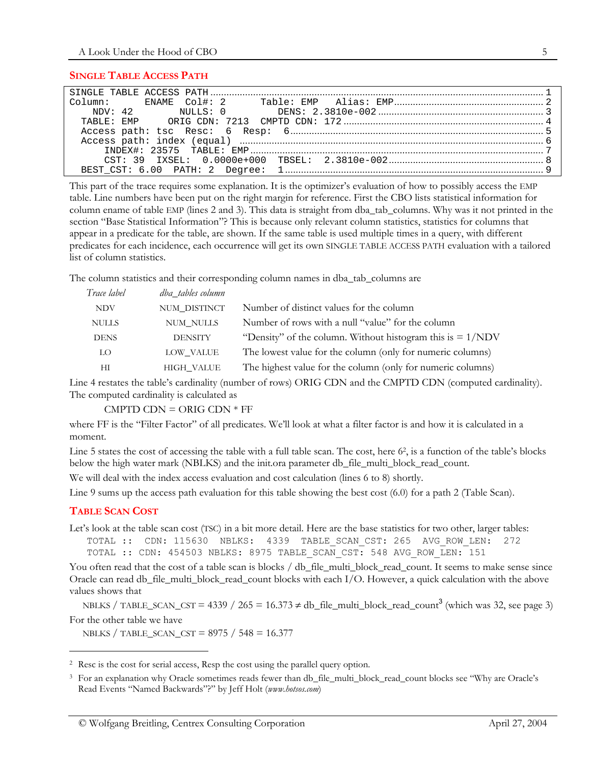## SINGLE TABLE ACCESS PATH

```
SINGLE TABLE ACCESS PATH ........................................................... 1
Column:      ENAME  Col#: 2      Table: EMP   Alias: EMP.......................... 2
    NDV: 42       NULLS: 0        DENS: 2.3810e-002 ............................. 3
  TABLE: EMP      ORIG CDN: 7213  CMPTD CDN: 172 ................................ 4
  Access path: tsc  Resc:  6  Resp:  6........................................... 5
  Access path: index (equal)  ................................................... 6
      INDEX#: 23575  TABLE: EMP ................................................. 7
      CST: 39  IXSEL:  0.0000e+000  TBSEL:  2.3810e-002.......................... 8
  BEST_CST: 6.00  PATH: 2  Degree:  1............................................ 9
```

This part of the trace requires some explanation. It is the optimizer's evaluation of how to possibly access the EMP table. Line numbers have been put on the right margin for reference. First the CBO lists statistical information for column ename of table EMP (lines 2 and 3). This data is straight from dba_tab_columns. Why was it not printed in the section "Base Statistical Information"? This is because only relevant column statistics, statistics for columns that appear in a predicate for the table, are shown. If the same table is used multiple times in a query, with different predicates for each incidence, each occurrence will get its own SINGLE TABLE ACCESS PATH evaluation with a tailored list of column statistics.

The column statistics and their corresponding column names in dba_tab_columns are

| *Trace label* | *dba_tables column* | |
|---|---|---|
| NDV | NUM_DISTINCT | Number of distinct values for the column |
| NULLS | NUM_NULLS | Number of rows with a null "value" for the column |
| DENS | DENSITY | "Density" of the column. Without histogram this is = 1/NDV |
| LO | LOW_VALUE | The lowest value for the column (only for numeric columns) |
| HI | HIGH_VALUE | The highest value for the column (only for numeric columns) |

Line 4 restates the table's cardinality (number of rows) ORIG CDN and the CMPTD CDN (computed cardinality). The computed cardinality is calculated as

CMPTD CDN = ORIG CDN * FF

where FF is the "Filter Factor" of all predicates. We'll look at what a filter factor is and how it is calculated in a moment.

Line 5 states the cost of accessing the table with a full table scan. The cost, here 6[2], is a function of the table's blocks below the high water mark (NBLKS) and the init.ora parameter db_file_multi_block_read_count.

We will deal with the index access evaluation and cost calculation (lines 6 to 8) shortly.

Line 9 sums up the access path evaluation for this table showing the best cost (6.0) for a path 2 (Table Scan).

## TABLE SCAN COST

Let's look at the table scan cost (TSC) in a bit more detail. Here are the base statistics for two other, larger tables:

```
TOTAL ::  CDN: 115630  NBLKS:  4339  TABLE_SCAN_CST: 265  AVG_ROW_LEN:  272
TOTAL :: CDN: 454503 NBLKS: 8975 TABLE_SCAN_CST: 548 AVG_ROW_LEN: 151
```

You often read that the cost of a table scan is blocks / db_file_multi_block_read_count. It seems to make sense since Oracle can read db_file_multi_block_read_count blocks with each I/O. However, a quick calculation with the above values shows that

NBLKS / TABLE_SCAN_CST = 4339 / 265 = 16.373 ≠ db_file_multi_block_read_count[3] (which was 32, see page 3)

For the other table we have

NBLKS / TABLE_SCAN_CST = 8975 / 548 = 16.377

---

[2] Resc is the cost for serial access, Resp the cost using the parallel query option.

[3] For an explanation why Oracle sometimes reads fewer than db_file_multi_block_read_count blocks see "Why are Oracle's Read Events "Named Backwards"?" by Jeff Holt (*www.hotsos.com*)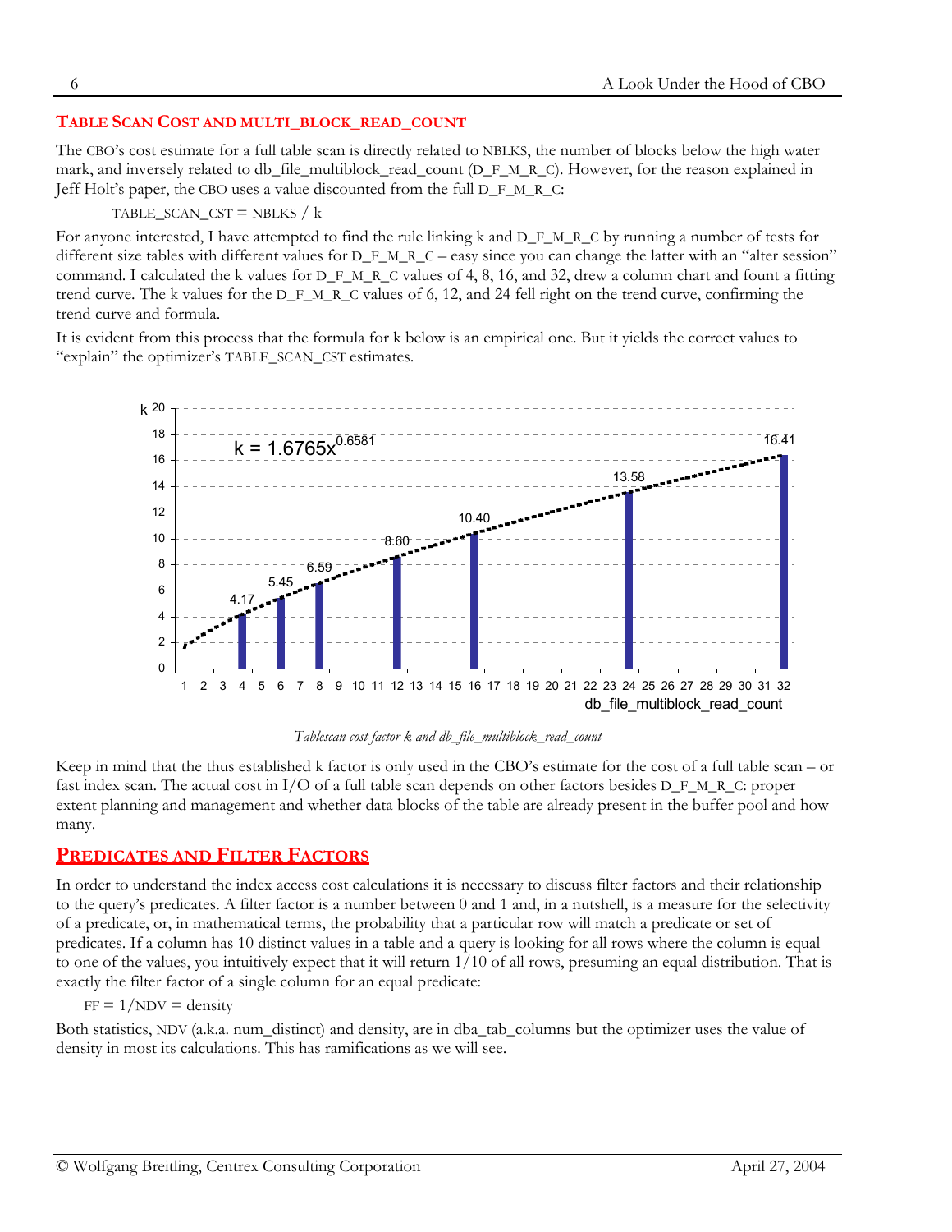## TABLE SCAN COST AND MULTI_BLOCK_READ_COUNT

The CBO's cost estimate for a full table scan is directly related to NBLKS, the number of blocks below the high water mark, and inversely related to db_file_multiblock_read_count (D_F_M_R_C). However, for the reason explained in Jeff Holt's paper, the CBO uses a value discounted from the full D_F_M_R_C:

TABLE_SCAN_CST = NBLKS / k

For anyone interested, I have attempted to find the rule linking k and D_F_M_R_C by running a number of tests for different size tables with different values for D_F_M_R_C – easy since you can change the latter with an "alter session" command. I calculated the k values for D_F_M_R_C values of 4, 8, 16, and 32, drew a column chart and fount a fitting trend curve. The k values for the D_F_M_R_C values of 6, 12, and 24 fell right on the trend curve, confirming the trend curve and formula.

It is evident from this process that the formula for k below is an empirical one. But it yields the correct values to "explain" the optimizer's TABLE_SCAN_CST estimates.

$$k = 1.6765x^{0.6581}$$

| db_file_multiblock_read_count | k |
|---|---|
| 4 | 4.17 |
| 6 | 5.45 |
| 8 | 6.59 |
| 12 | 8.60 |
| 16 | 10.40 |
| 24 | 13.58 |
| 32 | 16.41 |

*Tablescan cost factor k and db_file_multiblock_read_count*

Keep in mind that the thus established k factor is only used in the CBO's estimate for the cost of a full table scan – or fast index scan. The actual cost in I/O of a full table scan depends on other factors besides D_F_M_R_C: proper extent planning and management and whether data blocks of the table are already present in the buffer pool and how many.

## PREDICATES AND FILTER FACTORS

In order to understand the index access cost calculations it is necessary to discuss filter factors and their relationship to the query's predicates. A filter factor is a number between 0 and 1 and, in a nutshell, is a measure for the selectivity of a predicate, or, in mathematical terms, the probability that a particular row will match a predicate or set of predicates. If a column has 10 distinct values in a table and a query is looking for all rows where the column is equal to one of the values, you intuitively expect that it will return 1/10 of all rows, presuming an equal distribution. That is exactly the filter factor of a single column for an equal predicate:

FF = 1/NDV = density

Both statistics, NDV (a.k.a. num_distinct) and density, are in dba_tab_columns but the optimizer uses the value of density in most its calculations. This has ramifications as we will see.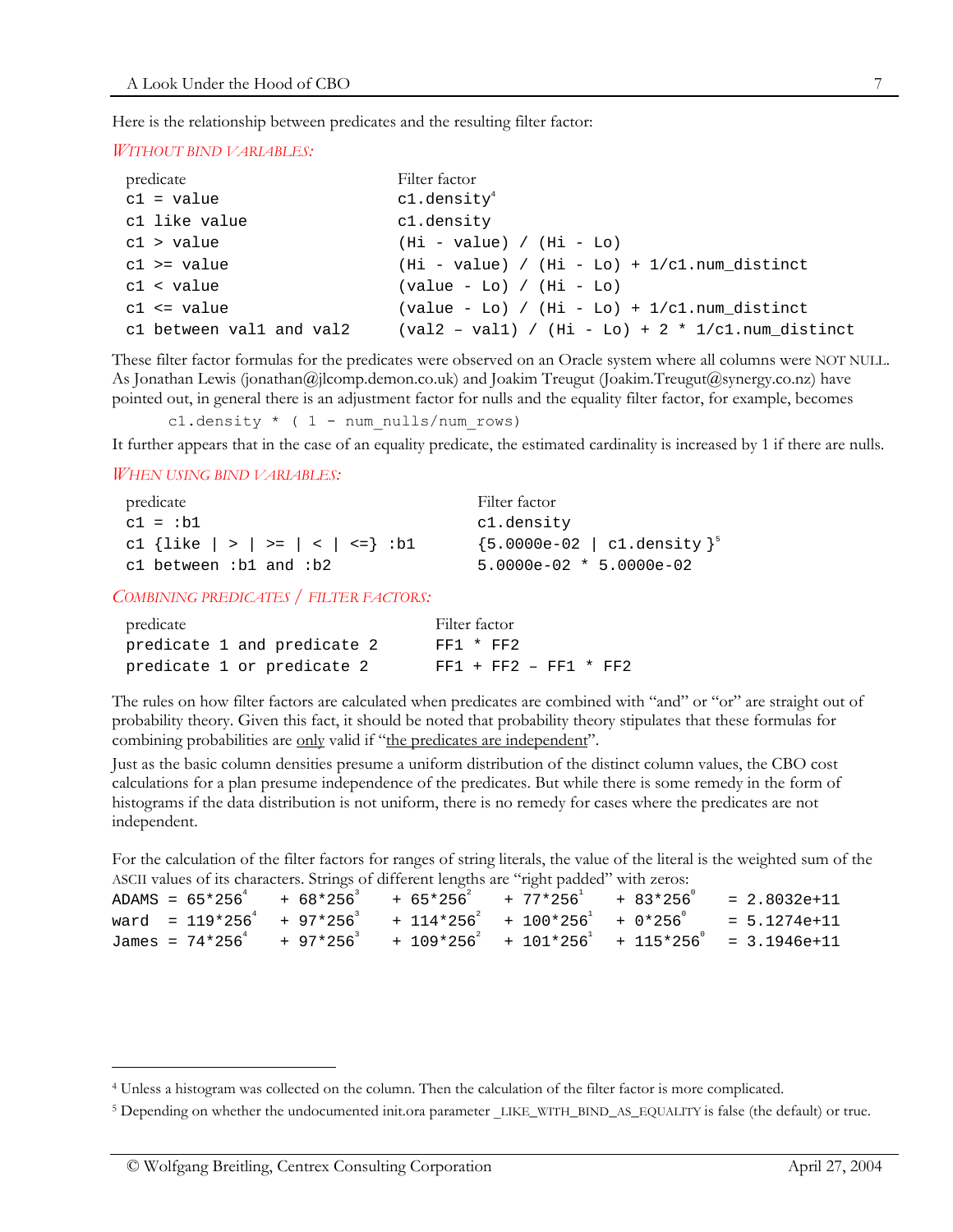Here is the relationship between predicates and the resulting filter factor:

*WITHOUT BIND VARIABLES:*

| predicate | Filter factor |
|---|---|
| `c1 = value` | `c1.density`[4] |
| `c1 like value` | `c1.density` |
| `c1 > value` | `(Hi - value) / (Hi - Lo)` |
| `c1 >= value` | `(Hi - value) / (Hi - Lo) + 1/c1.num_distinct` |
| `c1 < value` | `(value - Lo) / (Hi - Lo)` |
| `c1 <= value` | `(value - Lo) / (Hi - Lo) + 1/c1.num_distinct` |
| `c1 between val1 and val2` | `(val2 – val1) / (Hi - Lo) + 2 * 1/c1.num_distinct` |

These filter factor formulas for the predicates were observed on an Oracle system where all columns were NOT NULL. As Jonathan Lewis (jonathan@jlcomp.demon.co.uk) and Joakim Treugut (Joakim.Treugut@synergy.co.nz) have pointed out, in general there is an adjustment factor for nulls and the equality filter factor, for example, becomes

```
c1.density * ( 1 - num_nulls/num_rows)
```

It further appears that in the case of an equality predicate, the estimated cardinality is increased by 1 if there are nulls.

*WHEN USING BIND VARIABLES:*

| predicate | Filter factor |
|---|---|
| `c1 = :b1` | `c1.density` |
| `c1 {like \| > \| >= \| < \| <=} :b1` | `{5.0000e-02 \| c1.density }`[5] |
| `c1 between :b1 and :b2` | `5.0000e-02 * 5.0000e-02` |

*COMBINING PREDICATES / FILTER FACTORS:*

| predicate | Filter factor |
|---|---|
| `predicate 1 and predicate 2` | `FF1 * FF2` |
| `predicate 1 or predicate 2` | `FF1 + FF2 – FF1 * FF2` |

The rules on how filter factors are calculated when predicates are combined with "and" or "or" are straight out of probability theory. Given this fact, it should be noted that probability theory stipulates that these formulas for combining probabilities are <u>only</u> valid if "<u>the predicates are independent</u>".

Just as the basic column densities presume a uniform distribution of the distinct column values, the CBO cost calculations for a plan presume independence of the predicates. But while there is some remedy in the form of histograms if the data distribution is not uniform, there is no remedy for cases where the predicates are not independent.

For the calculation of the filter factors for ranges of string literals, the value of the literal is the weighted sum of the ASCII values of its characters. Strings of different lengths are "right padded" with zeros:

$$\text{ADAMS} = 65 \cdot 256^4 + 68 \cdot 256^3 + 65 \cdot 256^2 + 77 \cdot 256^1 + 83 \cdot 256^0 = 2.8032e+11$$

$$\text{ward} = 119 \cdot 256^4 + 97 \cdot 256^3 + 114 \cdot 256^2 + 100 \cdot 256^1 + 0 \cdot 256^0 = 5.1274e+11$$

$$\text{James} = 74 \cdot 256^4 + 97 \cdot 256^3 + 109 \cdot 256^2 + 101 \cdot 256^1 + 115 \cdot 256^0 = 3.1946e+11$$

---

[4] Unless a histogram was collected on the column. Then the calculation of the filter factor is more complicated.

[5] Depending on whether the undocumented init.ora parameter _LIKE_WITH_BIND_AS_EQUALITY is false (the default) or true.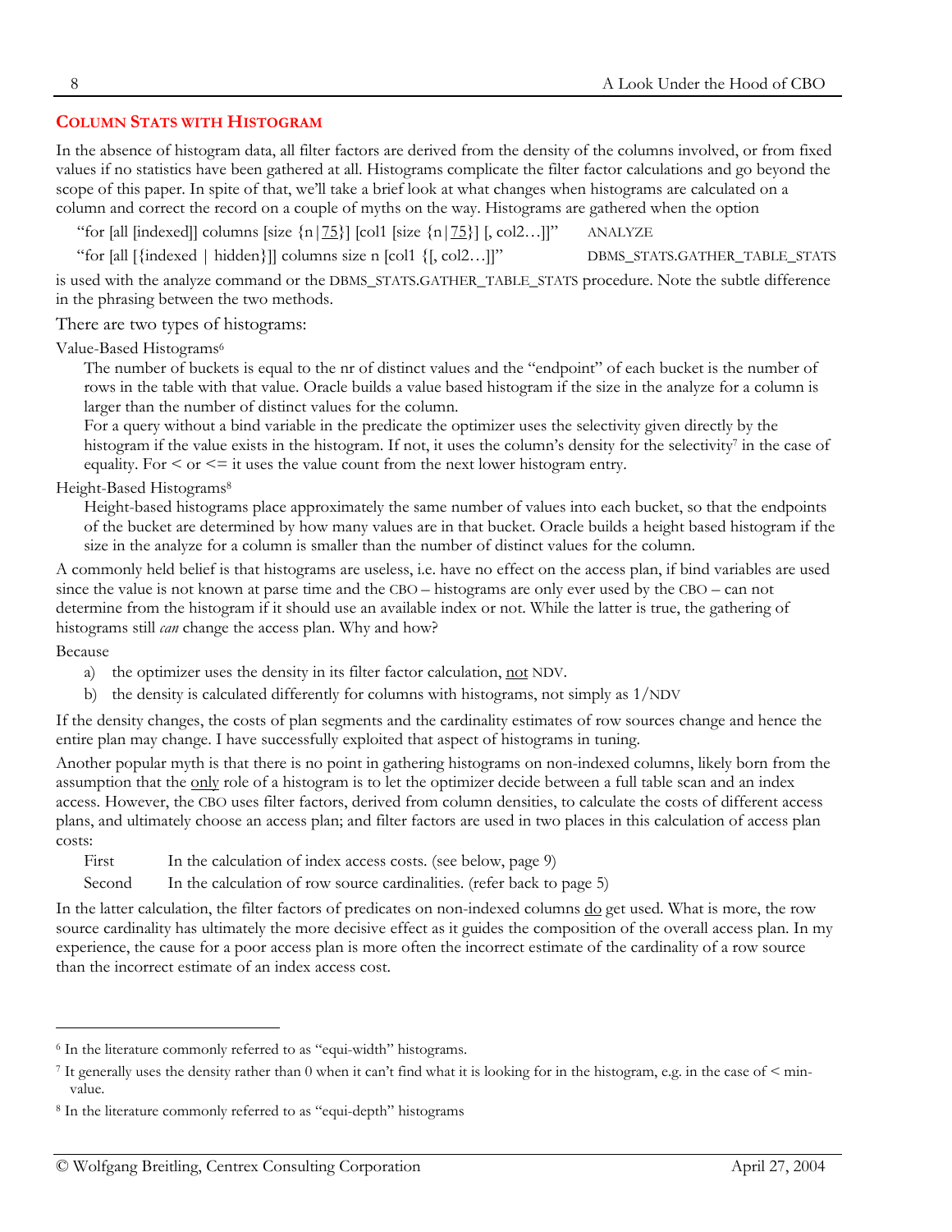## COLUMN STATS WITH HISTOGRAM

In the absence of histogram data, all filter factors are derived from the density of the columns involved, or from fixed values if no statistics have been gathered at all. Histograms complicate the filter factor calculations and go beyond the scope of this paper. In spite of that, we'll take a brief look at what changes when histograms are calculated on a column and correct the record on a couple of myths on the way. Histograms are gathered when the option

"for [all [indexed]] columns [size {n|75}] [col1 [size {n|75}] [, col2…]]" ANALYZE

"for [all [{indexed | hidden}]] columns size n [col1 {[, col2…]]" DBMS_STATS.GATHER_TABLE_STATS

is used with the analyze command or the DBMS_STATS.GATHER_TABLE_STATS procedure. Note the subtle difference in the phrasing between the two methods.

There are two types of histograms:

Value-Based Histograms[6]

The number of buckets is equal to the nr of distinct values and the "endpoint" of each bucket is the number of rows in the table with that value. Oracle builds a value based histogram if the size in the analyze for a column is larger than the number of distinct values for the column.

For a query without a bind variable in the predicate the optimizer uses the selectivity given directly by the histogram if the value exists in the histogram. If not, it uses the column's density for the selectivity[7] in the case of equality. For < or <= it uses the value count from the next lower histogram entry.

Height-Based Histograms[8]

Height-based histograms place approximately the same number of values into each bucket, so that the endpoints of the bucket are determined by how many values are in that bucket. Oracle builds a height based histogram if the size in the analyze for a column is smaller than the number of distinct values for the column.

A commonly held belief is that histograms are useless, i.e. have no effect on the access plan, if bind variables are used since the value is not known at parse time and the CBO – histograms are only ever used by the CBO – can not determine from the histogram if it should use an available index or not. While the latter is true, the gathering of histograms still *can* change the access plan. Why and how?

Because

a) the optimizer uses the density in its filter factor calculation, <u>not</u> NDV.

b) the density is calculated differently for columns with histograms, not simply as 1/NDV

If the density changes, the costs of plan segments and the cardinality estimates of row sources change and hence the entire plan may change. I have successfully exploited that aspect of histograms in tuning.

Another popular myth is that there is no point in gathering histograms on non-indexed columns, likely born from the assumption that the <u>only</u> role of a histogram is to let the optimizer decide between a full table scan and an index access. However, the CBO uses filter factors, derived from column densities, to calculate the costs of different access plans, and ultimately choose an access plan; and filter factors are used in two places in this calculation of access plan costs:

First In the calculation of index access costs. (see below, page 9)

Second In the calculation of row source cardinalities. (refer back to page 5)

In the latter calculation, the filter factors of predicates on non-indexed columns <u>do</u> get used. What is more, the row source cardinality has ultimately the more decisive effect as it guides the composition of the overall access plan. In my experience, the cause for a poor access plan is more often the incorrect estimate of the cardinality of a row source than the incorrect estimate of an index access cost.

---

[6] In the literature commonly referred to as "equi-width" histograms.

[7] It generally uses the density rather than 0 when it can't find what it is looking for in the histogram, e.g. in the case of < min-value.

[8] In the literature commonly referred to as "equi-depth" histograms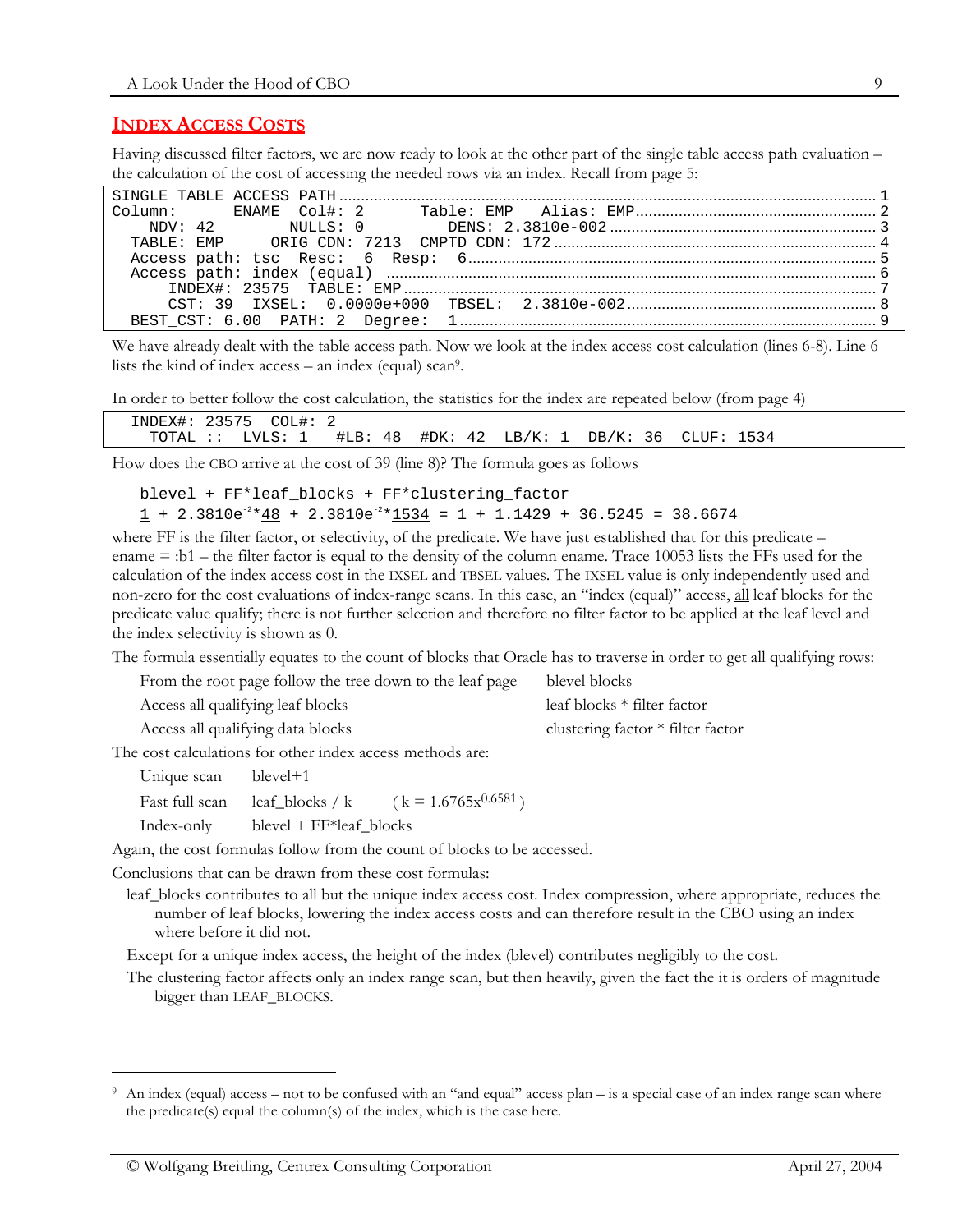## INDEX ACCESS COSTS

Having discussed filter factors, we are now ready to look at the other part of the single table access path evaluation – the calculation of the cost of accessing the needed rows via an index. Recall from page 5:

```
SINGLE TABLE ACCESS PATH ............................................................ 1
Column:      ENAME  Col#: 2      Table: EMP   Alias: EMP.......................... 2
    NDV: 42       NULLS: 0        DENS: 2.3810e-002 .............................. 3
  TABLE: EMP      ORIG CDN: 7213  CMPTD CDN: 172 ................................. 4
  Access path: tsc  Resc:  6  Resp:  6............................................ 5
  Access path: index (equal)  .................................................... 6
      INDEX#: 23575  TABLE: EMP .................................................. 7
      CST: 39  IXSEL:  0.0000e+000  TBSEL:  2.3810e-002........................... 8
  BEST_CST: 6.00  PATH: 2  Degree:  1............................................. 9
```

We have already dealt with the table access path. Now we look at the index access cost calculation (lines 6-8). Line 6 lists the kind of index access – an index (equal) scan[9].

In order to better follow the cost calculation, the statistics for the index are repeated below (from page 4)

```
  INDEX#: 23575  COL#: 2
    TOTAL :: LVLS: 1   #LB: 48  #DK: 42  LB/K: 1  DB/K: 36  CLUF: 1534
```

How does the CBO arrive at the cost of 39 (line 8)? The formula goes as follows

```
blevel + FF*leaf_blocks + FF*clustering_factor
1 + 2.3810e-2*48 + 2.3810e-2*1534 = 1 + 1.1429 + 36.5245 = 38.6674
```

where FF is the filter factor, or selectivity, of the predicate. We have just established that for this predicate – ename = :b1 – the filter factor is equal to the density of the column ename. Trace 10053 lists the FFs used for the calculation of the index access cost in the IXSEL and TBSEL values. The IXSEL value is only independently used and non-zero for the cost evaluations of index-range scans. In this case, an "index (equal)" access, all leaf blocks for the predicate value qualify; there is not further selection and therefore no filter factor to be applied at the leaf level and the index selectivity is shown as 0.

The formula essentially equates to the count of blocks that Oracle has to traverse in order to get all qualifying rows:

| | |
|---|---|
| From the root page follow the tree down to the leaf page | blevel blocks |
| Access all qualifying leaf blocks | leaf blocks * filter factor |
| Access all qualifying data blocks | clustering factor * filter factor |

The cost calculations for other index access methods are:

| | | |
|---|---|---|
| Unique scan | blevel+1 | |
| Fast full scan | leaf_blocks / k | ( $k = 1.6765x^{0.6581}$ ) |
| Index-only | blevel + FF*leaf_blocks | |

Again, the cost formulas follow from the count of blocks to be accessed.

Conclusions that can be drawn from these cost formulas:

- leaf_blocks contributes to all but the unique index access cost. Index compression, where appropriate, reduces the number of leaf blocks, lowering the index access costs and can therefore result in the CBO using an index where before it did not.
- Except for a unique index access, the height of the index (blevel) contributes negligibly to the cost.
- The clustering factor affects only an index range scan, but then heavily, given the fact the it is orders of magnitude bigger than LEAF_BLOCKS.

---

[9] An index (equal) access – not to be confused with an "and equal" access plan – is a special case of an index range scan where the predicate(s) equal the column(s) of the index, which is the case here.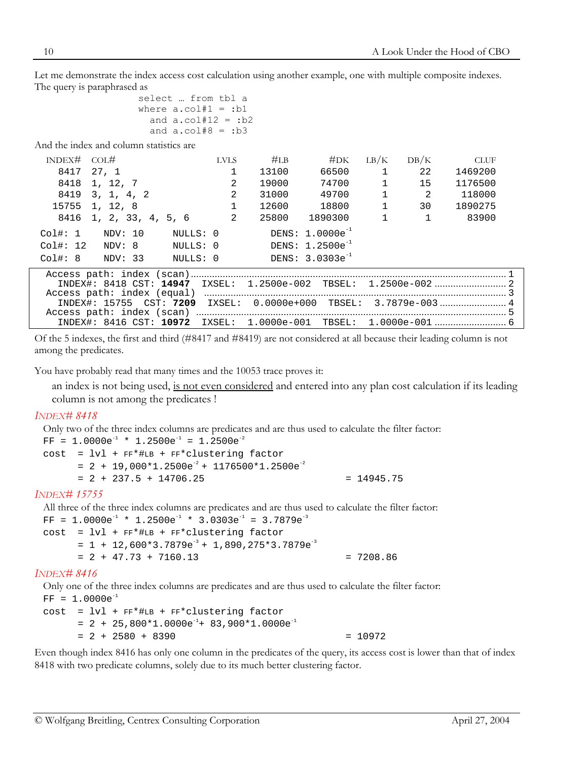Let me demonstrate the index access cost calculation using another example, one with multiple composite indexes. The query is paraphrased as

```
select … from tbl a
where a.col#1 = :b1
  and a.col#12 = :b2
  and a.col#8 = :b3
```

And the index and column statistics are

| INDEX# | COL# | LVLS | #LB | #DK | LB/K | DB/K | CLUF |
|---|---|---|---|---|---|---|---|
| 8417 | 27, 1 | 1 | 13100 | 66500 | 1 | 22 | 1469200 |
| 8418 | 1, 12, 7 | 2 | 19000 | 74700 | 1 | 15 | 1176500 |
| 8419 | 3, 1, 4, 2 | 2 | 31000 | 49700 | 1 | 2 | 118000 |
| 15755 | 1, 12, 8 | 1 | 12600 | 18800 | 1 | 30 | 1890275 |
| 8416 | 1, 2, 33, 4, 5, 6 | 2 | 25800 | 1890300 | 1 | 1 | 83900 |

```
Col#: 1     NDV: 10     NULLS: 0        DENS: 1.0000e-1
Col#: 12    NDV: 8      NULLS: 0        DENS: 1.2500e-1
Col#: 8     NDV: 33     NULLS: 0        DENS: 3.0303e-1
```

```
  Access path: index (scan)............................................................1
    INDEX#: 8418 CST: 14947  IXSEL:  1.2500e-002  TBSEL:  1.2500e-002 ................2
  Access path: index (equal) ..........................................................3
    INDEX#: 15755  CST: 7209  IXSEL:  0.0000e+000  TBSEL:  3.7879e-003 ...............4
  Access path: index (scan) ...........................................................5
    INDEX#: 8416 CST: 10972  IXSEL:  1.0000e-001  TBSEL:  1.0000e-001 ................6
```

Of the 5 indexes, the first and third (#8417 and #8419) are not considered at all because their leading column is not among the predicates.

You have probably read that many times and the 10053 trace proves it:

> an index is not being used, <u>is not even considered</u> and entered into any plan cost calculation if its leading column is not among the predicates !

### *INDEX# 8418*

Only two of the three index columns are predicates and are thus used to calculate the filter factor:

```
FF = 1.0000e-1 * 1.2500e-1 = 1.2500e-2
cost  = lvl + FF*#LB + FF*clustering factor
      = 2 + 19,000*1.2500e-2 + 1176500*1.2500e-2
      = 2 + 237.5 + 14706.25                          = 14945.75
```

### *INDEX# 15755*

All three of the three index columns are predicates and are thus used to calculate the filter factor:

```
FF = 1.0000e-1 * 1.2500e-1 * 3.0303e-1 = 3.7879e-3
cost  = lvl + FF*#LB + FF*clustering factor
      = 1 + 12,600*3.7879e-3 + 1,890,275*3.7879e-3
      = 2 + 47.73 + 7160.13                           = 7208.86
```

### *INDEX# 8416*

Only one of the three index columns are predicates and are thus used to calculate the filter factor:

```
FF = 1.0000e-1
cost  = lvl + FF*#LB + FF*clustering factor
      = 2 + 25,800*1.0000e-1+ 83,900*1.0000e-1
      = 2 + 2580 + 8390                               = 10972
```

Even though index 8416 has only one column in the predicates of the query, its access cost is lower than that of index 8418 with two predicate columns, solely due to its much better clustering factor.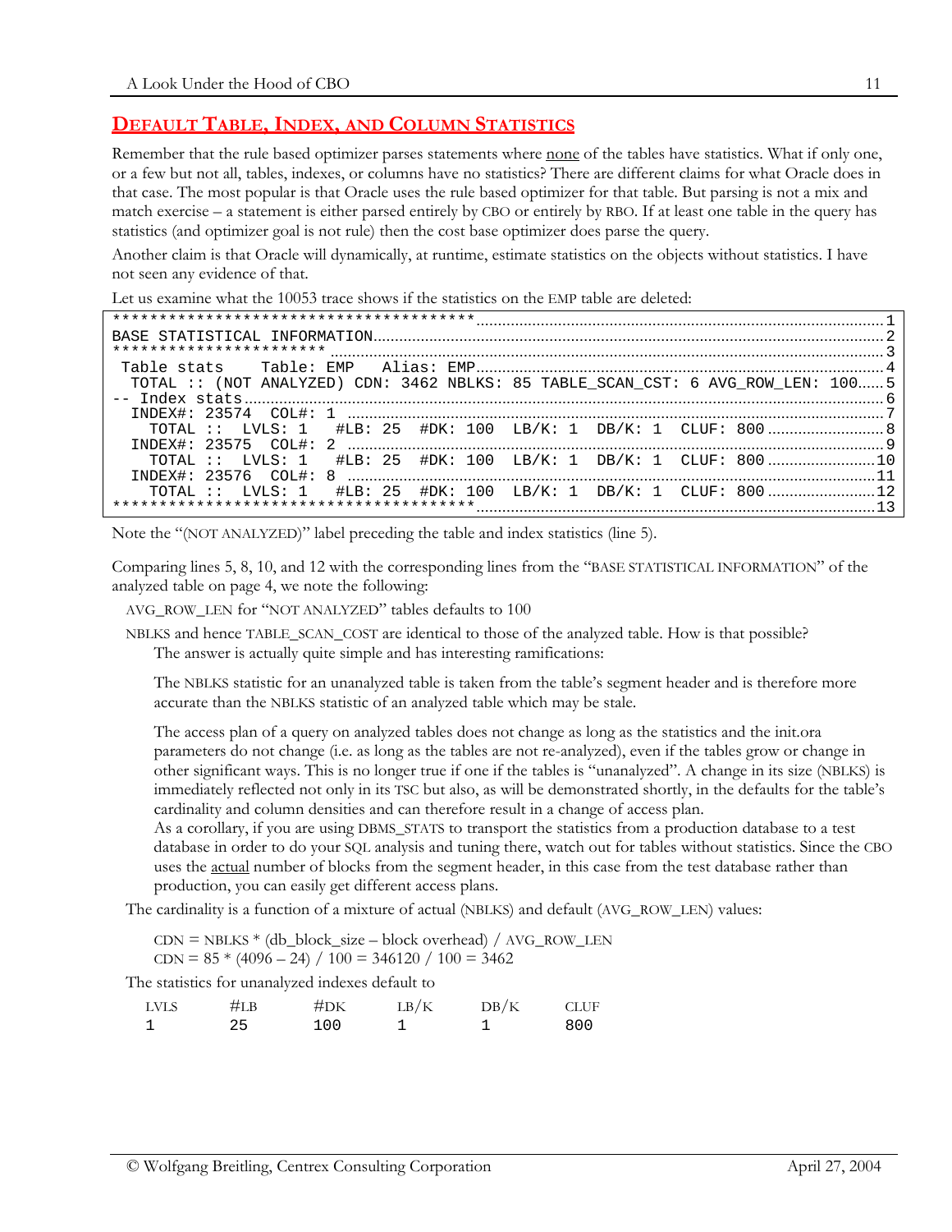## DEFAULT TABLE, INDEX, AND COLUMN STATISTICS

Remember that the rule based optimizer parses statements where none of the tables have statistics. What if only one, or a few but not all, tables, indexes, or columns have no statistics? There are different claims for what Oracle does in that case. The most popular is that Oracle uses the rule based optimizer for that table. But parsing is not a mix and match exercise – a statement is either parsed entirely by CBO or entirely by RBO. If at least one table in the query has statistics (and optimizer goal is not rule) then the cost base optimizer does parse the query.

Another claim is that Oracle will dynamically, at runtime, estimate statistics on the objects without statistics. I have not seen any evidence of that.

Let us examine what the 10053 trace shows if the statistics on the EMP table are deleted:

```
****************************************  1
BASE STATISTICAL INFORMATION  2
***********************  3
 Table stats    Table: EMP   Alias: EMP  4
  TOTAL :: (NOT ANALYZED) CDN: 3462 NBLKS: 85 TABLE_SCAN_CST: 6 AVG_ROW_LEN: 100  5
-- Index stats  6
  INDEX#: 23574  COL#: 1  7
    TOTAL ::  LVLS: 1   #LB: 25  #DK: 100  LB/K: 1  DB/K: 1  CLUF: 800  8
  INDEX#: 23575  COL#: 2  9
    TOTAL ::  LVLS: 1   #LB: 25  #DK: 100  LB/K: 1  DB/K: 1  CLUF: 800  10
  INDEX#: 23576  COL#: 8  11
    TOTAL ::  LVLS: 1   #LB: 25  #DK: 100  LB/K: 1  DB/K: 1  CLUF: 800  12
****************************************  13
```

Note the "(NOT ANALYZED)" label preceding the table and index statistics (line 5).

Comparing lines 5, 8, 10, and 12 with the corresponding lines from the "BASE STATISTICAL INFORMATION" of the analyzed table on page 4, we note the following:

AVG_ROW_LEN for "NOT ANALYZED" tables defaults to 100

NBLKS and hence TABLE_SCAN_COST are identical to those of the analyzed table. How is that possible? The answer is actually quite simple and has interesting ramifications:

The NBLKS statistic for an unanalyzed table is taken from the table's segment header and is therefore more accurate than the NBLKS statistic of an analyzed table which may be stale.

The access plan of a query on analyzed tables does not change as long as the statistics and the init.ora parameters do not change (i.e. as long as the tables are not re-analyzed), even if the tables grow or change in other significant ways. This is no longer true if one if the tables is "unanalyzed". A change in its size (NBLKS) is immediately reflected not only in its TSC but also, as will be demonstrated shortly, in the defaults for the table's cardinality and column densities and can therefore result in a change of access plan.
As a corollary, if you are using DBMS_STATS to transport the statistics from a production database to a test database in order to do your SQL analysis and tuning there, watch out for tables without statistics. Since the CBO uses the actual number of blocks from the segment header, in this case from the test database rather than production, you can easily get different access plans.

The cardinality is a function of a mixture of actual (NBLKS) and default (AVG_ROW_LEN) values:

CDN = NBLKS * (db_block_size – block overhead) / AVG_ROW_LEN
CDN = 85 * (4096 – 24) / 100 = 346120 / 100 = 3462

The statistics for unanalyzed indexes default to

| LVLS | #LB | #DK | LB/K | DB/K | CLUF |
|---|---|---|---|---|---|
| 1 | 25 | 100 | 1 | 1 | 800 |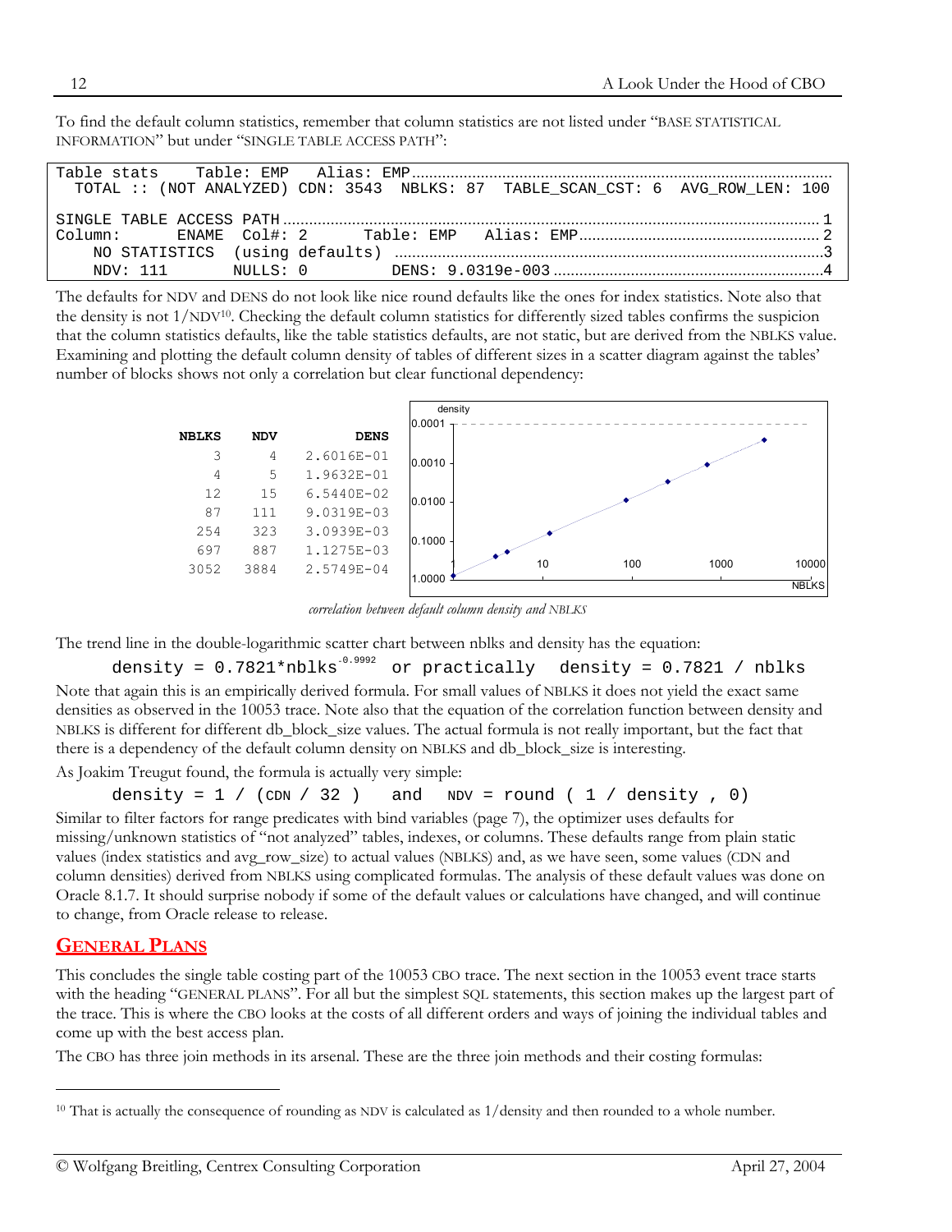To find the default column statistics, remember that column statistics are not listed under "BASE STATISTICAL INFORMATION" but under "SINGLE TABLE ACCESS PATH":

```
Table stats    Table: EMP   Alias: EMP
  TOTAL :: (NOT ANALYZED) CDN: 3543  NBLKS: 87  TABLE_SCAN_CST: 6  AVG_ROW_LEN: 100

SINGLE TABLE ACCESS PATH ........................................................1
Column:      ENAME  Col#: 2      Table: EMP   Alias: EMP ........................2
    NO STATISTICS  (using defaults) .............................................3
    NDV: 111       NULLS: 0        DENS: 9.0319e-003 ............................4
```

The defaults for NDV and DENS do not look like nice round defaults like the ones for index statistics. Note also that the density is not 1/NDV[10]. Checking the default column statistics for differently sized tables confirms the suspicion that the column statistics defaults, like the table statistics defaults, are not static, but are derived from the NBLKS value. Examining and plotting the default column density of tables of different sizes in a scatter diagram against the tables' number of blocks shows not only a correlation but clear functional dependency:

| NBLKS | NDV | DENS |
|---|---|---|
| 3 | 4 | 2.6016E-01 |
| 4 | 5 | 1.9632E-01 |
| 12 | 15 | 6.5440E-02 |
| 87 | 111 | 9.0319E-03 |
| 254 | 323 | 3.0939E-03 |
| 697 | 887 | 1.1275E-03 |
| 3052 | 3884 | 2.5749E-04 |

*correlation between default column density and NBLKS*

The trend line in the double-logarithmic scatter chart between nblks and density has the equation:

```
density = 0.7821*nblks^-0.9992   or practically   density = 0.7821 / nblks
```

Note that again this is an empirically derived formula. For small values of NBLKS it does not yield the exact same densities as observed in the 10053 trace. Note also that the equation of the correlation function between density and NBLKS is different for different db_block_size values. The actual formula is not really important, but the fact that there is a dependency of the default column density on NBLKS and db_block_size is interesting.

As Joakim Treugut found, the formula is actually very simple:

```
density = 1 / (CDN / 32 )   and   NDV = round ( 1 / density , 0)
```

Similar to filter factors for range predicates with bind variables (page 7), the optimizer uses defaults for missing/unknown statistics of "not analyzed" tables, indexes, or columns. These defaults range from plain static values (index statistics and avg_row_size) to actual values (NBLKS) and, as we have seen, some values (CDN and column densities) derived from NBLKS using complicated formulas. The analysis of these default values was done on Oracle 8.1.7. It should surprise nobody if some of the default values or calculations have changed, and will continue to change, from Oracle release to release.

## GENERAL PLANS

This concludes the single table costing part of the 10053 CBO trace. The next section in the 10053 event trace starts with the heading "GENERAL PLANS". For all but the simplest SQL statements, this section makes up the largest part of the trace. This is where the CBO looks at the costs of all different orders and ways of joining the individual tables and come up with the best access plan.

The CBO has three join methods in its arsenal. These are the three join methods and their costing formulas:

---

[10] That is actually the consequence of rounding as NDV is calculated as 1/density and then rounded to a whole number.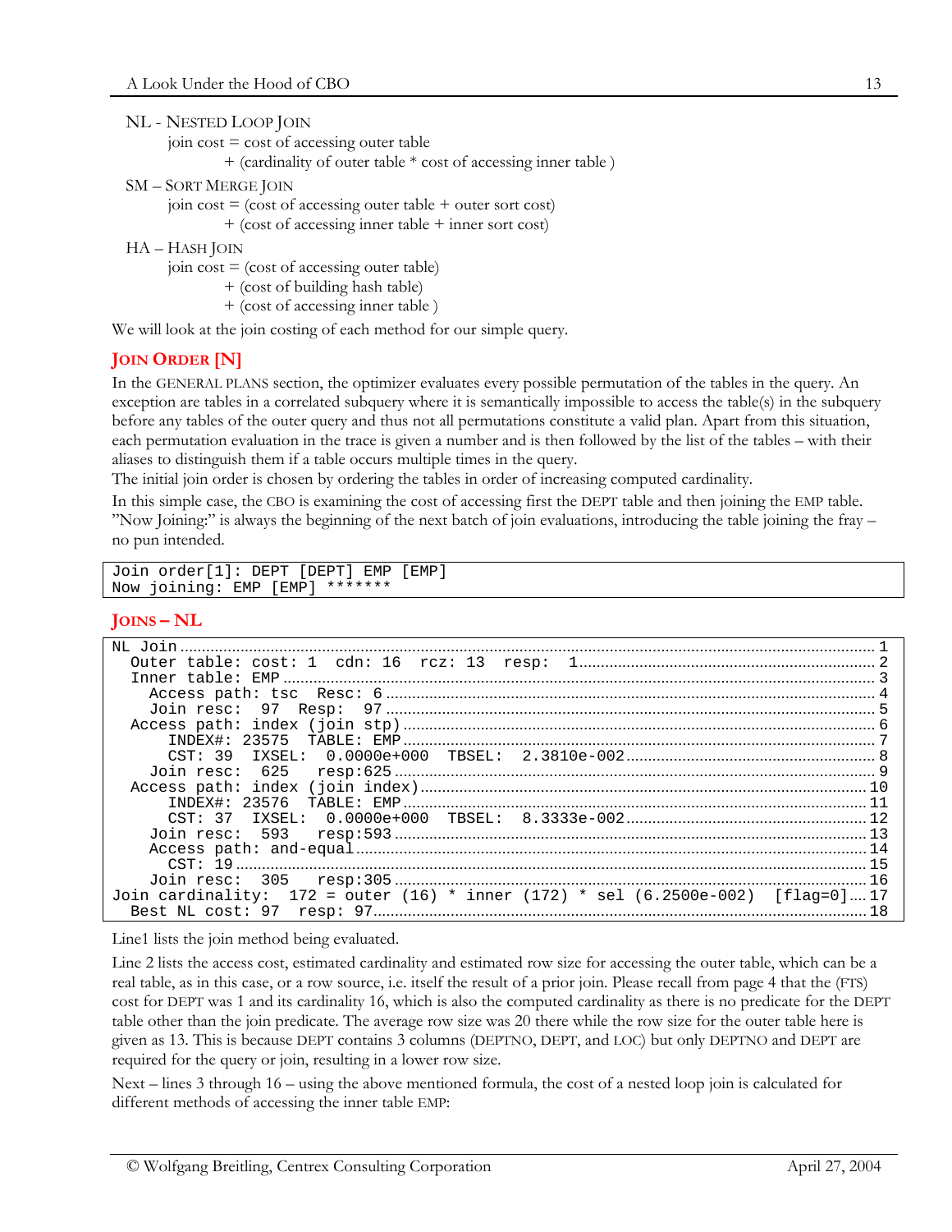NL - NESTED LOOP JOIN

join cost = cost of accessing outer table
  + (cardinality of outer table * cost of accessing inner table )

SM – SORT MERGE JOIN

join cost = (cost of accessing outer table + outer sort cost)
  + (cost of accessing inner table + inner sort cost)

HA – HASH JOIN

join cost = (cost of accessing outer table)
  + (cost of building hash table)
  + (cost of accessing inner table )

We will look at the join costing of each method for our simple query.

## JOIN ORDER [N]

In the GENERAL PLANS section, the optimizer evaluates every possible permutation of the tables in the query. An exception are tables in a correlated subquery where it is semantically impossible to access the table(s) in the subquery before any tables of the outer query and thus not all permutations constitute a valid plan. Apart from this situation, each permutation evaluation in the trace is given a number and is then followed by the list of the tables – with their aliases to distinguish them if a table occurs multiple times in the query.

The initial join order is chosen by ordering the tables in order of increasing computed cardinality.

In this simple case, the CBO is examining the cost of accessing first the DEPT table and then joining the EMP table. "Now Joining:" is always the beginning of the next batch of join evaluations, introducing the table joining the fray – no pun intended.

```
Join order[1]: DEPT [DEPT] EMP [EMP]
Now joining: EMP [EMP] *******
```

## JOINS – NL

```
NL Join ................................................................................. 1
  Outer table: cost: 1  cdn: 16  rcz: 13  resp:  1...................................... 2
  Inner table: EMP ....................................................................... 3
    Access path: tsc  Resc: 6 ............................................................ 4
    Join resc:  97  Resp:  97 ............................................................ 5
  Access path: index (join stp) .......................................................... 6
      INDEX#: 23575  TABLE: EMP .......................................................... 7
      CST: 39  IXSEL:  0.0000e+000  TBSEL:  2.3810e-002................................... 8
    Join resc:  625   resp:625 ........................................................... 9
  Access path: index (join index)........................................................ 10
      INDEX#: 23576  TABLE: EMP ......................................................... 11
      CST: 37  IXSEL:  0.0000e+000  TBSEL:  8.3333e-002.................................. 12
    Join resc:  593   resp:593 .......................................................... 13
    Access path: and-equal............................................................... 14
      CST: 19 ........................................................................... 15
    Join resc:  305   resp:305 .......................................................... 16
Join cardinality:  172 = outer (16) * inner (172) * sel (6.2500e-002)  [flag=0].... 17
  Best NL cost: 97  resp: 97............................................................. 18
```

Line1 lists the join method being evaluated.

Line 2 lists the access cost, estimated cardinality and estimated row size for accessing the outer table, which can be a real table, as in this case, or a row source, i.e. itself the result of a prior join. Please recall from page 4 that the (FTS) cost for DEPT was 1 and its cardinality 16, which is also the computed cardinality as there is no predicate for the DEPT table other than the join predicate. The average row size was 20 there while the row size for the outer table here is given as 13. This is because DEPT contains 3 columns (DEPTNO, DEPT, and LOC) but only DEPTNO and DEPT are required for the query or join, resulting in a lower row size.

Next – lines 3 through 16 – using the above mentioned formula, the cost of a nested loop join is calculated for different methods of accessing the inner table EMP: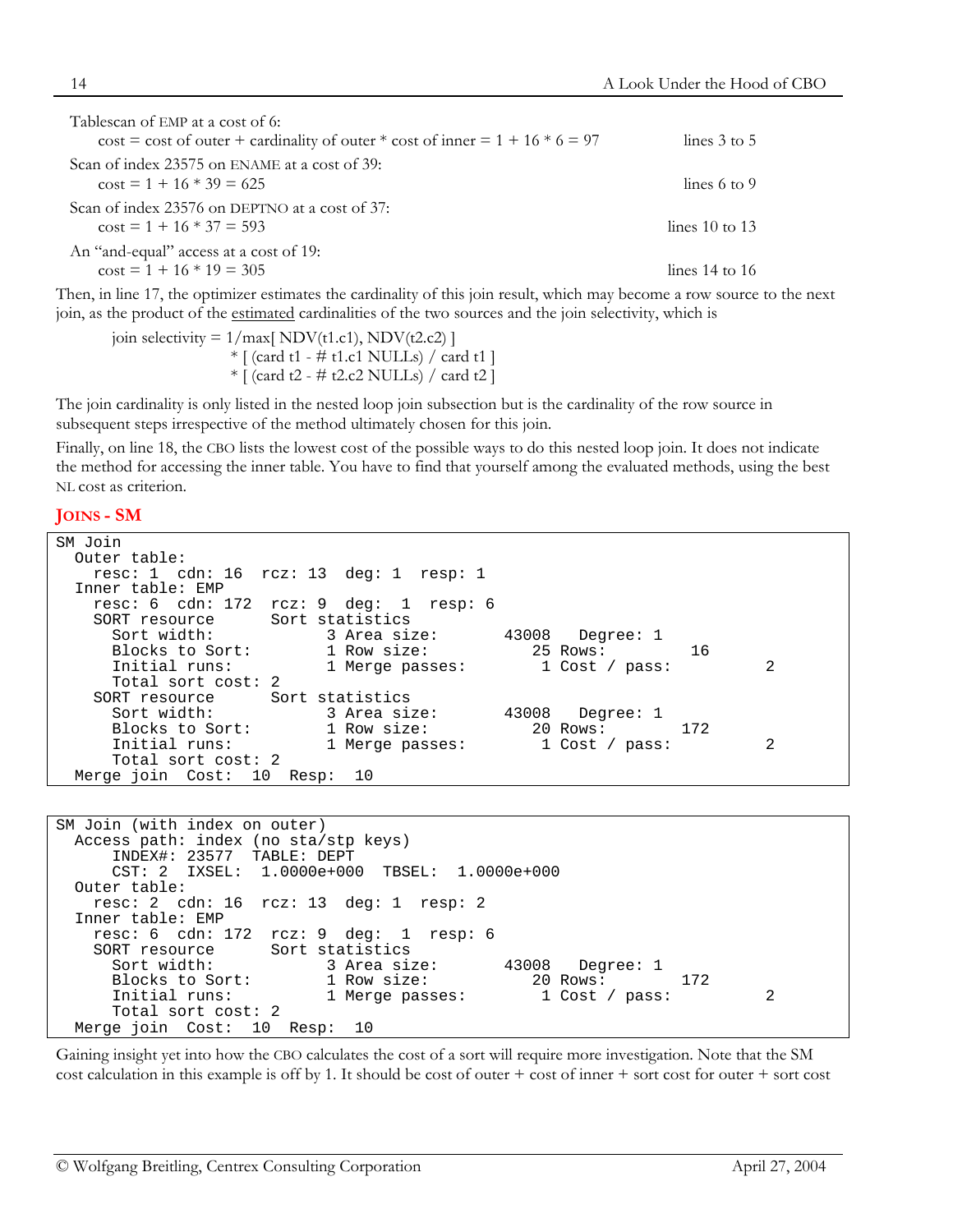Tablescan of EMP at a cost of 6:
  cost = cost of outer + cardinality of outer * cost of inner = 1 + 16 * 6 = 97 — lines 3 to 5

Scan of index 23575 on ENAME at a cost of 39:
  cost = 1 + 16 * 39 = 625 — lines 6 to 9

Scan of index 23576 on DEPTNO at a cost of 37:
  cost = 1 + 16 * 37 = 593 — lines 10 to 13

An "and-equal" access at a cost of 19:
  cost = 1 + 16 * 19 = 305 — lines 14 to 16

Then, in line 17, the optimizer estimates the cardinality of this join result, which may become a row source to the next join, as the product of the estimated cardinalities of the two sources and the join selectivity, which is

```
join selectivity = 1/max[ NDV(t1.c1), NDV(t2.c2) ]
                 * [ (card t1 - # t1.c1 NULLs) / card t1 ]
                 * [ (card t2 - # t2.c2 NULLs) / card t2 ]
```

The join cardinality is only listed in the nested loop join subsection but is the cardinality of the row source in subsequent steps irrespective of the method ultimately chosen for this join.

Finally, on line 18, the CBO lists the lowest cost of the possible ways to do this nested loop join. It does not indicate the method for accessing the inner table. You have to find that yourself among the evaluated methods, using the best NL cost as criterion.

## Joins - SM

```
SM Join
  Outer table:
    resc: 1  cdn: 16  rcz: 13  deg: 1  resp: 1
  Inner table: EMP
    resc: 6  cdn: 172  rcz: 9  deg:  1  resp: 6
    SORT resource      Sort statistics
      Sort width:           3 Area size:       43008   Degree: 1
      Blocks to Sort:       1 Row size:           25 Rows:         16
      Initial runs:         1 Merge passes:        1 Cost / pass:          2
      Total sort cost: 2
    SORT resource      Sort statistics
      Sort width:           3 Area size:       43008   Degree: 1
      Blocks to Sort:       1 Row size:           20 Rows:        172
      Initial runs:         1 Merge passes:        1 Cost / pass:          2
      Total sort cost: 2
  Merge join  Cost:  10  Resp:  10
```

```
SM Join (with index on outer)
  Access path: index (no sta/stp keys)
      INDEX#: 23577  TABLE: DEPT
      CST: 2  IXSEL:  1.0000e+000  TBSEL:  1.0000e+000
  Outer table:
    resc: 2  cdn: 16  rcz: 13  deg: 1  resp: 2
  Inner table: EMP
    resc: 6  cdn: 172  rcz: 9  deg:  1  resp: 6
    SORT resource      Sort statistics
      Sort width:           3 Area size:       43008   Degree: 1
      Blocks to Sort:       1 Row size:           20 Rows:        172
      Initial runs:         1 Merge passes:        1 Cost / pass:          2
      Total sort cost: 2
  Merge join  Cost:  10  Resp:  10
```

Gaining insight yet into how the CBO calculates the cost of a sort will require more investigation. Note that the SM cost calculation in this example is off by 1. It should be cost of outer + cost of inner + sort cost for outer + sort cost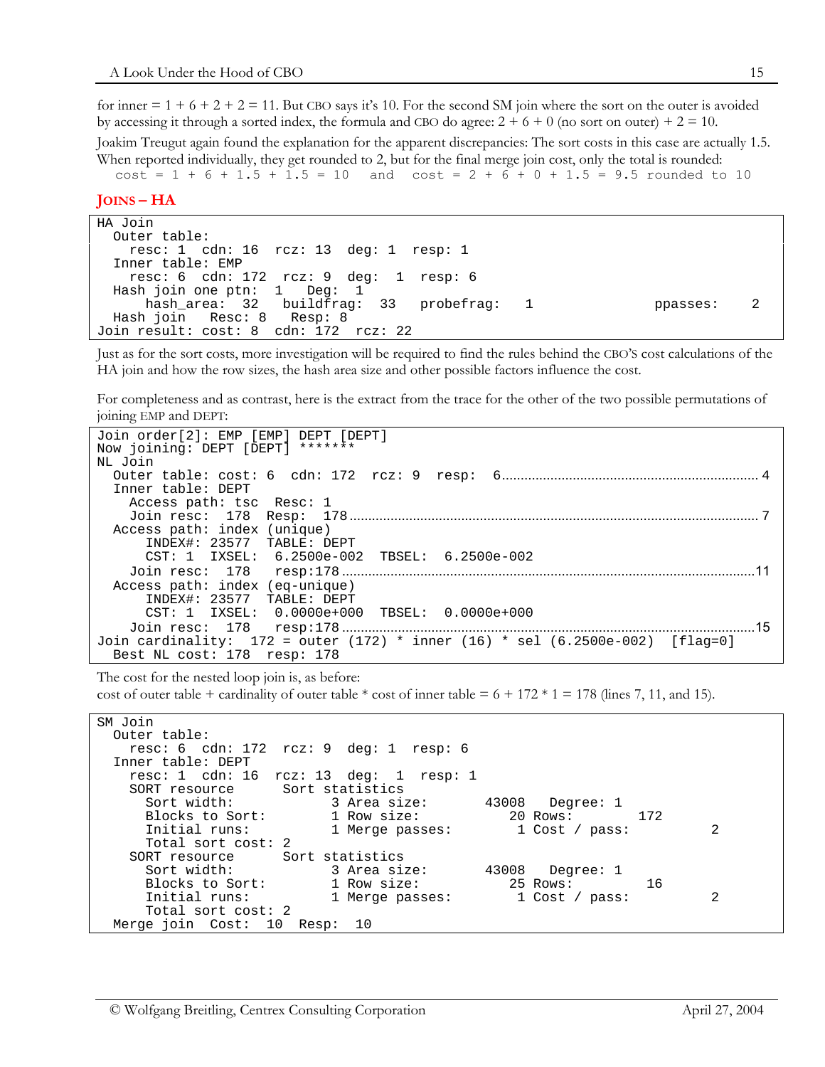for inner = 1 + 6 + 2 + 2 = 11. But CBO says it's 10. For the second SM join where the sort on the outer is avoided by accessing it through a sorted index, the formula and CBO do agree: 2 + 6 + 0 (no sort on outer) + 2 = 10.

Joakim Treugut again found the explanation for the apparent discrepancies: The sort costs in this case are actually 1.5. When reported individually, they get rounded to 2, but for the final merge join cost, only the total is rounded:

```
cost = 1 + 6 + 1.5 + 1.5 = 10   and   cost = 2 + 6 + 0 + 1.5 = 9.5 rounded to 10
```

## JOINS – HA

```
HA Join
  Outer table:
    resc: 1  cdn: 16  rcz: 13  deg: 1  resp: 1
  Inner table: EMP
    resc: 6  cdn: 172  rcz: 9  deg:  1  resp: 6
  Hash join one ptn:   1   Deg:  1
      hash_area:  32   buildfrag:  33   probefrag:   1              ppasses:    2
  Hash join    Resc: 8   Resp: 8
Join result: cost: 8  cdn: 172  rcz: 22
```

Just as for the sort costs, more investigation will be required to find the rules behind the CBO'S cost calculations of the HA join and how the row sizes, the hash area size and other possible factors influence the cost.

For completeness and as contrast, here is the extract from the trace for the other of the two possible permutations of joining EMP and DEPT:

```
Join order[2]: EMP [EMP] DEPT [DEPT]
Now joining: DEPT [DEPT] *******
NL Join
  Outer table: cost: 6  cdn: 172  rcz: 9  resp:  6.......................... 4
  Inner table: DEPT
    Access path: tsc  Resc: 1
    Join resc:  178  Resp:  178................................................ 7
  Access path: index (unique)
      INDEX#: 23577  TABLE: DEPT
      CST: 1  IXSEL:  6.2500e-002  TBSEL:  6.2500e-002
    Join resc:  178   resp:178.................................................11
  Access path: index (eq-unique)
      INDEX#: 23577  TABLE: DEPT
      CST: 1  IXSEL:  0.0000e+000  TBSEL:  0.0000e+000
    Join resc:  178   resp:178.................................................15
Join cardinality:  172 = outer (172) * inner (16) * sel (6.2500e-002)  [flag=0]
  Best NL cost: 178  resp: 178
```

The cost for the nested loop join is, as before:
cost of outer table + cardinality of outer table * cost of inner table = 6 + 172 * 1 = 178 (lines 7, 11, and 15).

```
SM Join
  Outer table:
    resc: 6  cdn: 172  rcz: 9  deg: 1  resp: 6
  Inner table: DEPT
    resc: 1  cdn: 16  rcz: 13  deg:  1  resp: 1
    SORT resource      Sort statistics
      Sort width:           3 Area size:      43008   Degree: 1
      Blocks to Sort:       1 Row size:          20 Rows:        172
      Initial runs:         1 Merge passes:       1 Cost / pass:          2
      Total sort cost: 2
    SORT resource      Sort statistics
      Sort width:           3 Area size:      43008   Degree: 1
      Blocks to Sort:       1 Row size:          25 Rows:         16
      Initial runs:         1 Merge passes:       1 Cost / pass:          2
      Total sort cost: 2
  Merge join  Cost:  10  Resp:  10
```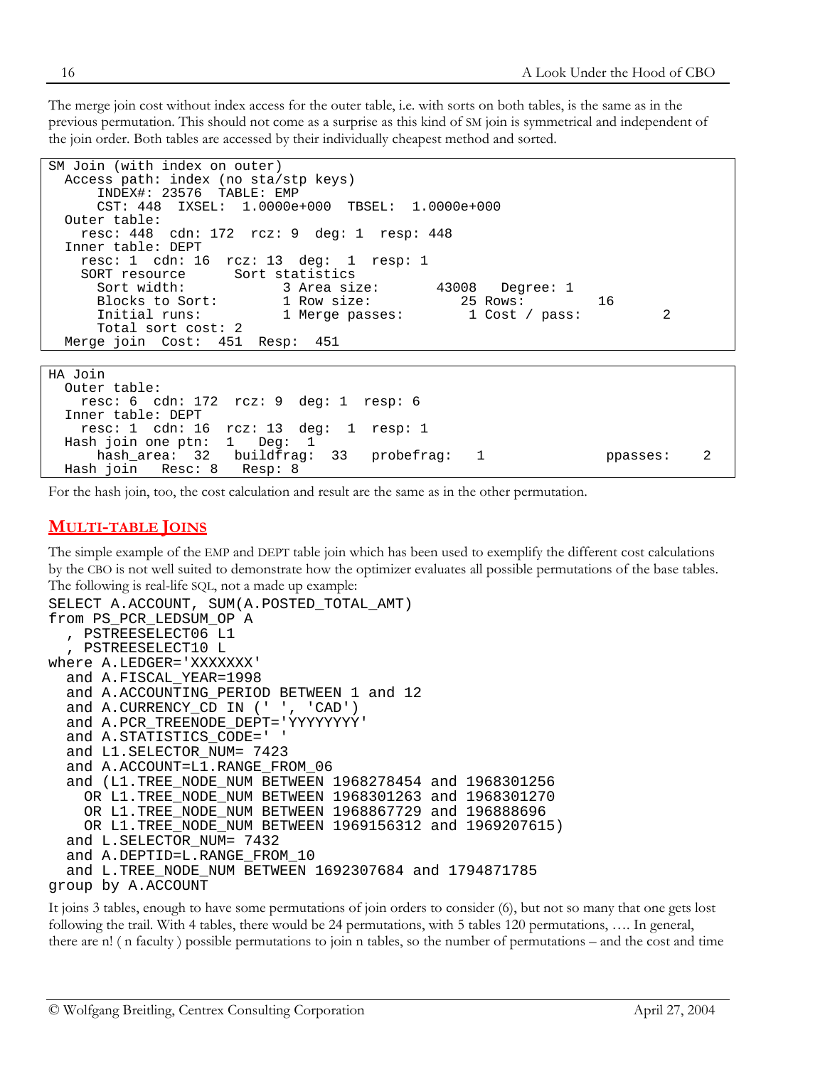The merge join cost without index access for the outer table, i.e. with sorts on both tables, is the same as in the previous permutation. This should not come as a surprise as this kind of SM join is symmetrical and independent of the join order. Both tables are accessed by their individually cheapest method and sorted.

```
SM Join (with index on outer)
  Access path: index (no sta/stp keys)
      INDEX#: 23576  TABLE: EMP
      CST: 448  IXSEL:  1.0000e+000  TBSEL:  1.0000e+000
  Outer table:
    resc: 448  cdn: 172  rcz: 9  deg: 1  resp: 448
  Inner table: DEPT
    resc: 1  cdn: 16  rcz: 13  deg:  1  resp: 1
    SORT resource      Sort statistics
      Sort width:            3 Area size:       43008   Degree: 1
      Blocks to Sort:        1 Row size:           25 Rows:          16
      Initial runs:          1 Merge passes:        1 Cost / pass:          2
      Total sort cost: 2
  Merge join  Cost:  451  Resp:  451
```

```
HA Join
  Outer table:
    resc: 6  cdn: 172  rcz: 9  deg: 1  resp: 6
  Inner table: DEPT
    resc: 1  cdn: 16  rcz: 13  deg:  1  resp: 1
  Hash join one ptn:  1   Deg:  1
      hash_area:  32   buildfrag:  33   probefrag:   1              ppasses:    2
  Hash join   Resc: 8   Resp: 8
```

For the hash join, too, the cost calculation and result are the same as in the other permutation.

## MULTI-TABLE JOINS

The simple example of the EMP and DEPT table join which has been used to exemplify the different cost calculations by the CBO is not well suited to demonstrate how the optimizer evaluates all possible permutations of the base tables. The following is real-life SQL, not a made up example:

```
SELECT A.ACCOUNT, SUM(A.POSTED_TOTAL_AMT)
from PS_PCR_LEDSUM_OP A
  , PSTREESELECT06 L1
  , PSTREESELECT10 L
where A.LEDGER='XXXXXXX'
  and A.FISCAL_YEAR=1998
  and A.ACCOUNTING_PERIOD BETWEEN 1 and 12
  and A.CURRENCY_CD IN (' ', 'CAD')
  and A.PCR_TREENODE_DEPT='YYYYYYYY'
  and A.STATISTICS_CODE=' '
  and L1.SELECTOR_NUM= 7423
  and A.ACCOUNT=L1.RANGE_FROM_06
  and (L1.TREE_NODE_NUM BETWEEN 1968278454 and 1968301256
    OR L1.TREE_NODE_NUM BETWEEN 1968301263 and 1968301270
    OR L1.TREE_NODE_NUM BETWEEN 1968867729 and 196888696
    OR L1.TREE_NODE_NUM BETWEEN 1969156312 and 1969207615)
  and L.SELECTOR_NUM= 7432
  and A.DEPTID=L.RANGE_FROM_10
  and L.TREE_NODE_NUM BETWEEN 1692307684 and 1794871785
group by A.ACCOUNT
```

It joins 3 tables, enough to have some permutations of join orders to consider (6), but not so many that one gets lost following the trail. With 4 tables, there would be 24 permutations, with 5 tables 120 permutations, …. In general, there are n! ( n faculty ) possible permutations to join n tables, so the number of permutations – and the cost and time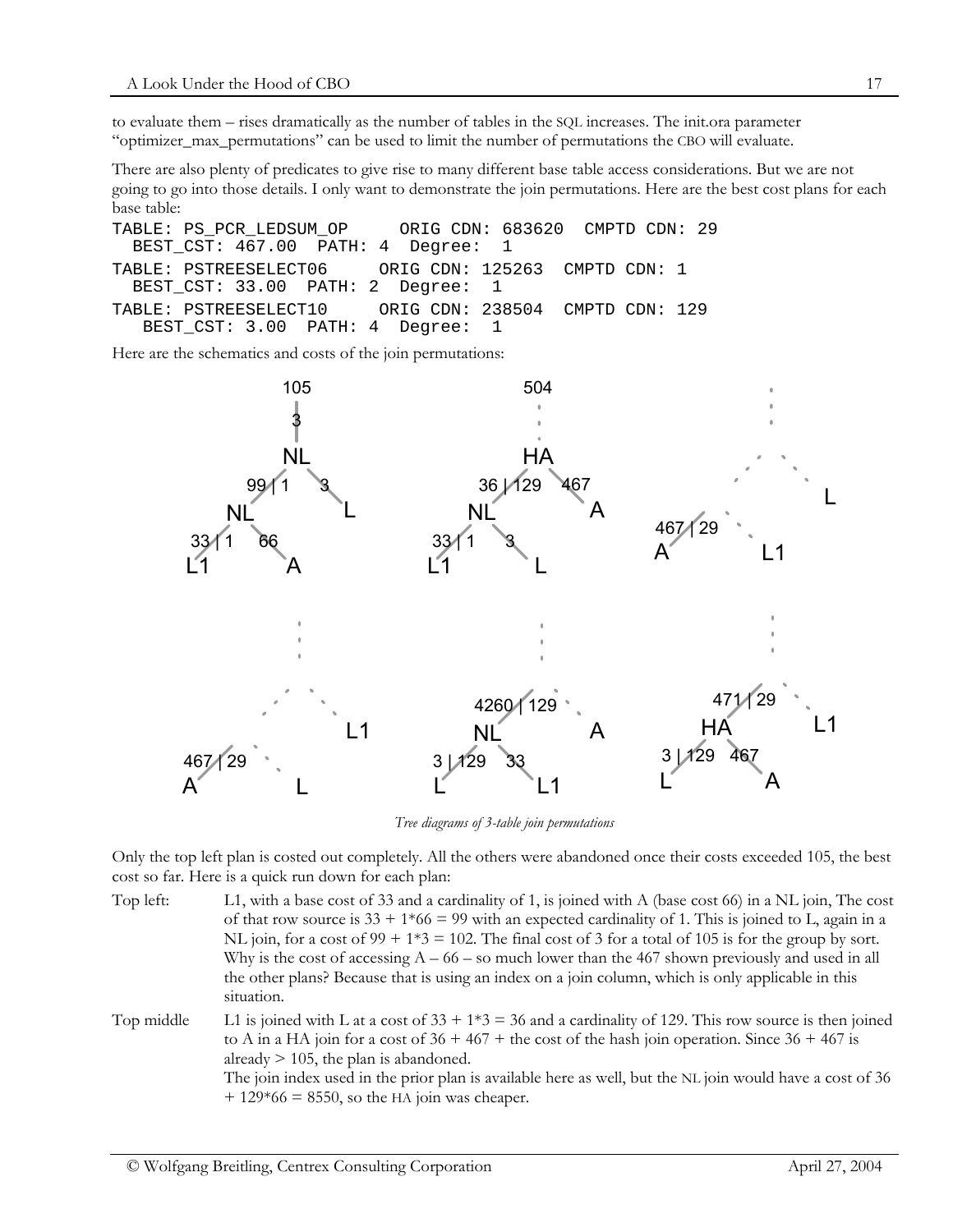to evaluate them – rises dramatically as the number of tables in the SQL increases. The init.ora parameter "optimizer_max_permutations" can be used to limit the number of permutations the CBO will evaluate.

There are also plenty of predicates to give rise to many different base table access considerations. But we are not going to go into those details. I only want to demonstrate the join permutations. Here are the best cost plans for each base table:

```
TABLE: PS_PCR_LEDSUM_OP     ORIG CDN: 683620  CMPTD CDN: 29
  BEST_CST: 467.00  PATH: 4  Degree:  1
TABLE: PSTREESELECT06     ORIG CDN: 125263  CMPTD CDN: 1
  BEST_CST: 33.00  PATH: 2  Degree:  1
TABLE: PSTREESELECT10     ORIG CDN: 238504  CMPTD CDN: 129
   BEST_CST: 3.00  PATH: 4  Degree:  1
```

Here are the schematics and costs of the join permutations:

*Tree diagrams of 3-table join permutations*

Only the top left plan is costed out completely. All the others were abandoned once their costs exceeded 105, the best cost so far. Here is a quick run down for each plan:

**Top left:** L1, with a base cost of 33 and a cardinality of 1, is joined with A (base cost 66) in a NL join, The cost of that row source is 33 + 1*66 = 99 with an expected cardinality of 1. This is joined to L, again in a NL join, for a cost of 99 + 1*3 = 102. The final cost of 3 for a total of 105 is for the group by sort. Why is the cost of accessing A – 66 – so much lower than the 467 shown previously and used in all the other plans? Because that is using an index on a join column, which is only applicable in this situation.

**Top middle** L1 is joined with L at a cost of 33 + 1*3 = 36 and a cardinality of 129. This row source is then joined to A in a HA join for a cost of 36 + 467 + the cost of the hash join operation. Since 36 + 467 is already > 105, the plan is abandoned.
The join index used in the prior plan is available here as well, but the NL join would have a cost of 36 + 129*66 = 8550, so the HA join was cheaper.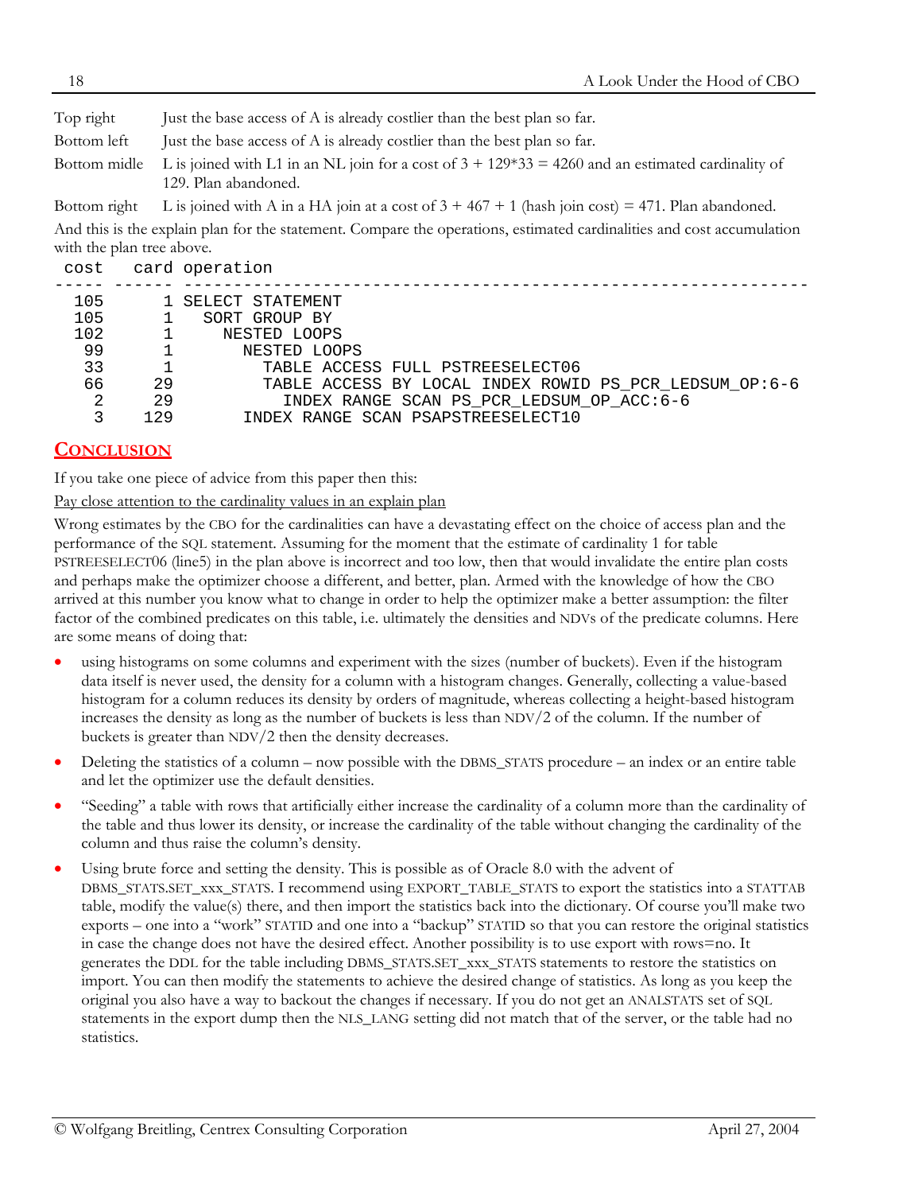| | |
|---|---|
| Top right | Just the base access of A is already costlier than the best plan so far. |
| Bottom left | Just the base access of A is already costlier than the best plan so far. |
| Bottom midle | L is joined with L1 in an NL join for a cost of 3 + 129*33 = 4260 and an estimated cardinality of 129. Plan abandoned. |
| Bottom right | L is joined with A in a HA join at a cost of 3 + 467 + 1 (hash join cost) = 471. Plan abandoned. |

And this is the explain plan for the statement. Compare the operations, estimated cardinalities and cost accumulation with the plan tree above.

```
 cost   card operation
----- ------ -------------------------------------------------------------
  105      1 SELECT STATEMENT
  105      1   SORT GROUP BY
  102      1     NESTED LOOPS
   99      1       NESTED LOOPS
   33      1         TABLE ACCESS FULL PSTREESELECT06
   66     29         TABLE ACCESS BY LOCAL INDEX ROWID PS_PCR_LEDSUM_OP:6-6
    2     29           INDEX RANGE SCAN PS_PCR_LEDSUM_OP_ACC:6-6
    3    129       INDEX RANGE SCAN PSAPSTREESELECT10
```

## CONCLUSION

If you take one piece of advice from this paper then this:

Pay close attention to the cardinality values in an explain plan

Wrong estimates by the CBO for the cardinalities can have a devastating effect on the choice of access plan and the performance of the SQL statement. Assuming for the moment that the estimate of cardinality 1 for table PSTREESELECT06 (line5) in the plan above is incorrect and too low, then that would invalidate the entire plan costs and perhaps make the optimizer choose a different, and better, plan. Armed with the knowledge of how the CBO arrived at this number you know what to change in order to help the optimizer make a better assumption: the filter factor of the combined predicates on this table, i.e. ultimately the densities and NDVs of the predicate columns. Here are some means of doing that:

- using histograms on some columns and experiment with the sizes (number of buckets). Even if the histogram data itself is never used, the density for a column with a histogram changes. Generally, collecting a value-based histogram for a column reduces its density by orders of magnitude, whereas collecting a height-based histogram increases the density as long as the number of buckets is less than NDV/2 of the column. If the number of buckets is greater than NDV/2 then the density decreases.
- Deleting the statistics of a column – now possible with the DBMS_STATS procedure – an index or an entire table and let the optimizer use the default densities.
- “Seeding” a table with rows that artificially either increase the cardinality of a column more than the cardinality of the table and thus lower its density, or increase the cardinality of the table without changing the cardinality of the column and thus raise the column’s density.
- Using brute force and setting the density. This is possible as of Oracle 8.0 with the advent of DBMS_STATS.SET_xxx_STATS. I recommend using EXPORT_TABLE_STATS to export the statistics into a STATTAB table, modify the value(s) there, and then import the statistics back into the dictionary. Of course you’ll make two exports – one into a “work” STATID and one into a “backup” STATID so that you can restore the original statistics in case the change does not have the desired effect. Another possibility is to use export with rows=no. It generates the DDL for the table including DBMS_STATS.SET_xxx_STATS statements to restore the statistics on import. You can then modify the statements to achieve the desired change of statistics. As long as you keep the original you also have a way to backout the changes if necessary. If you do not get an ANALSTATS set of SQL statements in the export dump then the NLS_LANG setting did not match that of the server, or the table had no statistics.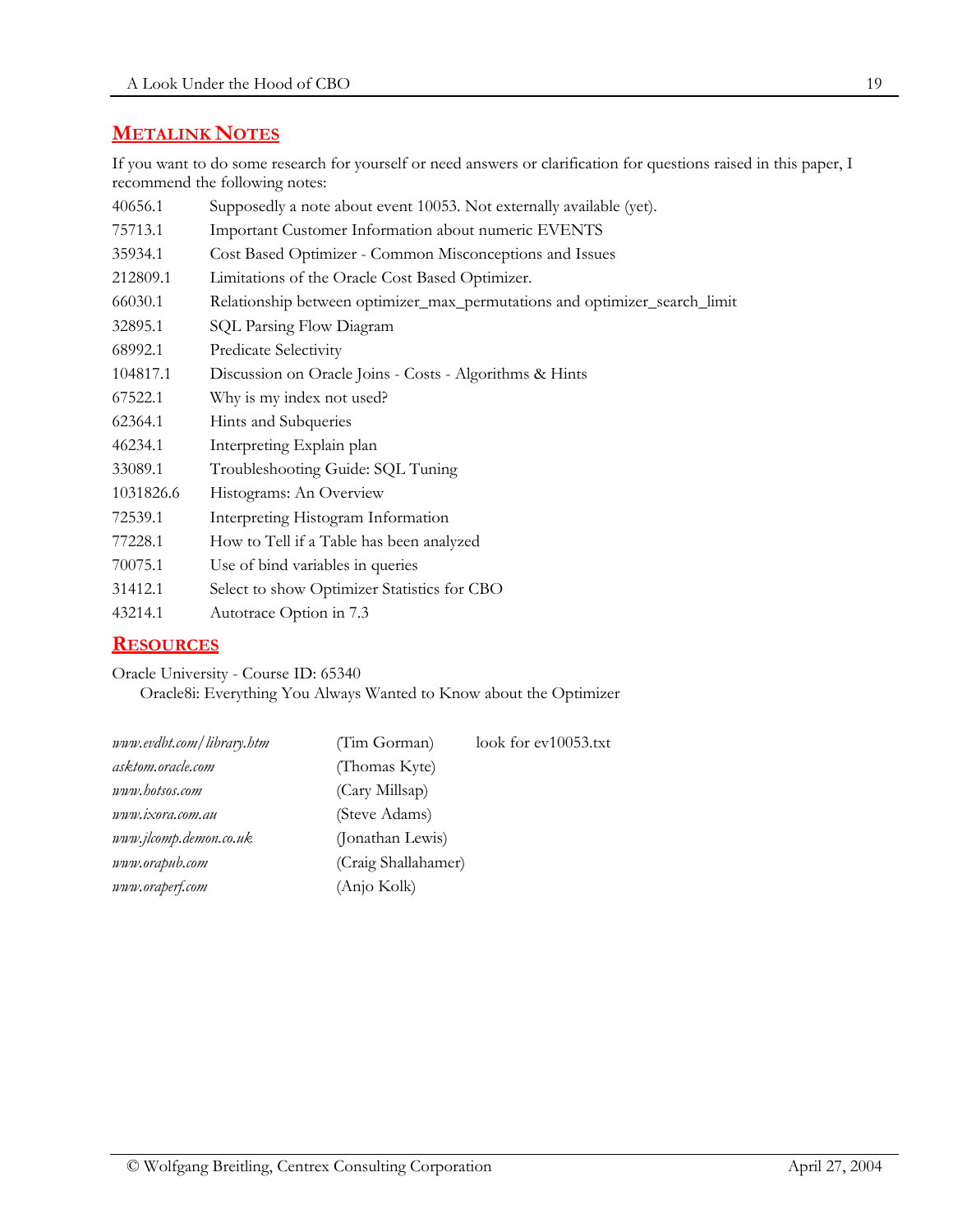## METALINK NOTES

If you want to do some research for yourself or need answers or clarification for questions raised in this paper, I recommend the following notes:

| | |
|---|---|
| 40656.1 | Supposedly a note about event 10053. Not externally available (yet). |
| 75713.1 | Important Customer Information about numeric EVENTS |
| 35934.1 | Cost Based Optimizer - Common Misconceptions and Issues |
| 212809.1 | Limitations of the Oracle Cost Based Optimizer. |
| 66030.1 | Relationship between optimizer_max_permutations and optimizer_search_limit |
| 32895.1 | SQL Parsing Flow Diagram |
| 68992.1 | Predicate Selectivity |
| 104817.1 | Discussion on Oracle Joins - Costs - Algorithms & Hints |
| 67522.1 | Why is my index not used? |
| 62364.1 | Hints and Subqueries |
| 46234.1 | Interpreting Explain plan |
| 33089.1 | Troubleshooting Guide: SQL Tuning |
| 1031826.6 | Histograms: An Overview |
| 72539.1 | Interpreting Histogram Information |
| 77228.1 | How to Tell if a Table has been analyzed |
| 70075.1 | Use of bind variables in queries |
| 31412.1 | Select to show Optimizer Statistics for CBO |
| 43214.1 | Autotrace Option in 7.3 |

## RESOURCES

Oracle University - Course ID: 65340
Oracle8i: Everything You Always Wanted to Know about the Optimizer

| | | |
|---|---|---|
| *www.evdbt.com/library.htm* | (Tim Gorman) | look for ev10053.txt |
| *asktom.oracle.com* | (Thomas Kyte) | |
| *www.hotsos.com* | (Cary Millsap) | |
| *www.ixora.com.au* | (Steve Adams) | |
| *www.jlcomp.demon.co.uk* | (Jonathan Lewis) | |
| *www.orapub.com* | (Craig Shallahamer) | |
| *www.oraperf.com* | (Anjo Kolk) | |